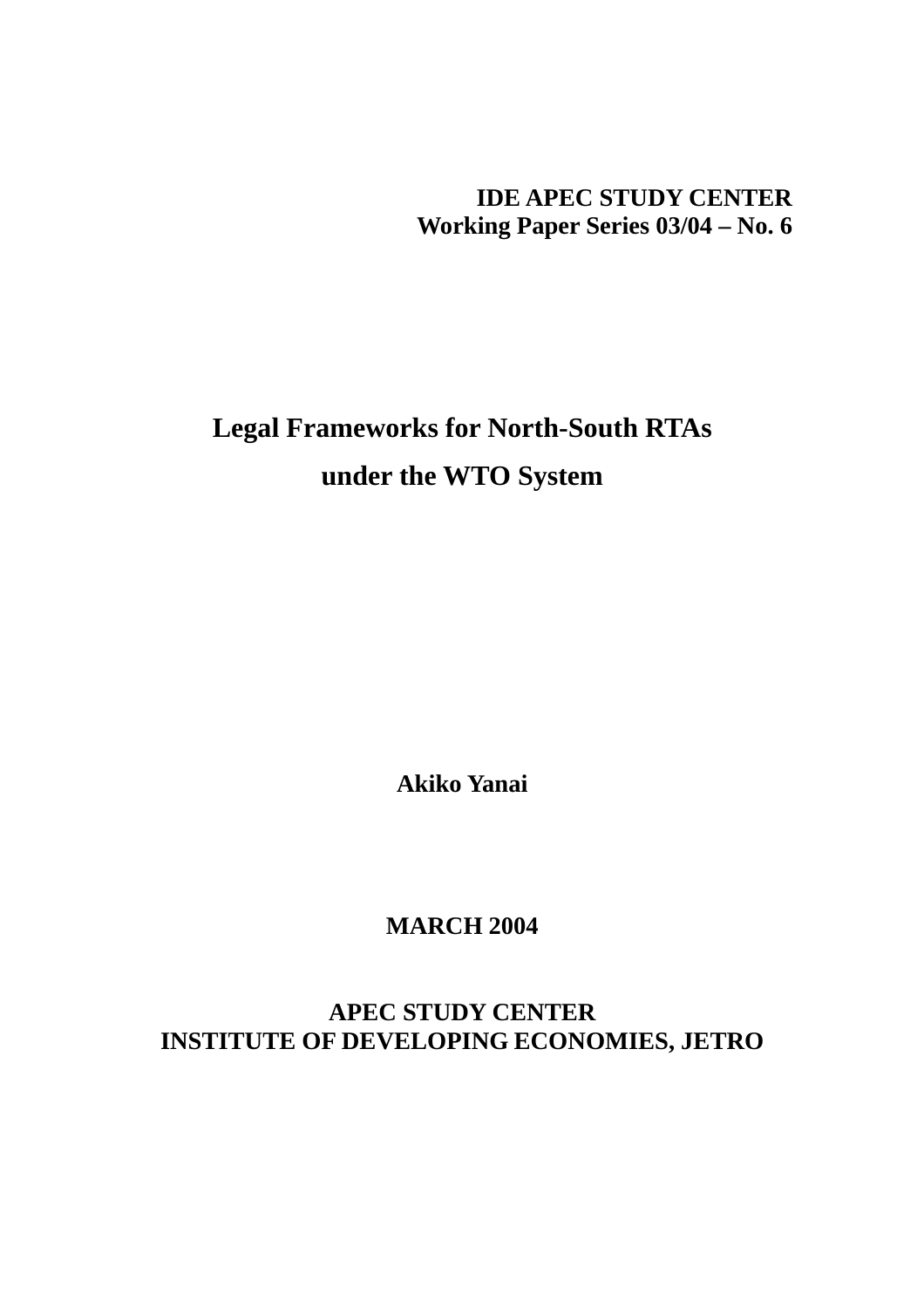**IDE APEC STUDY CENTER**
**Working Paper Series 03/04 – No. 6**

# Legal Frameworks for North-South RTAs under the WTO System

**Akiko Yanai**

**MARCH 2004**

**APEC STUDY CENTER**
**INSTITUTE OF DEVELOPING ECONOMIES, JETRO**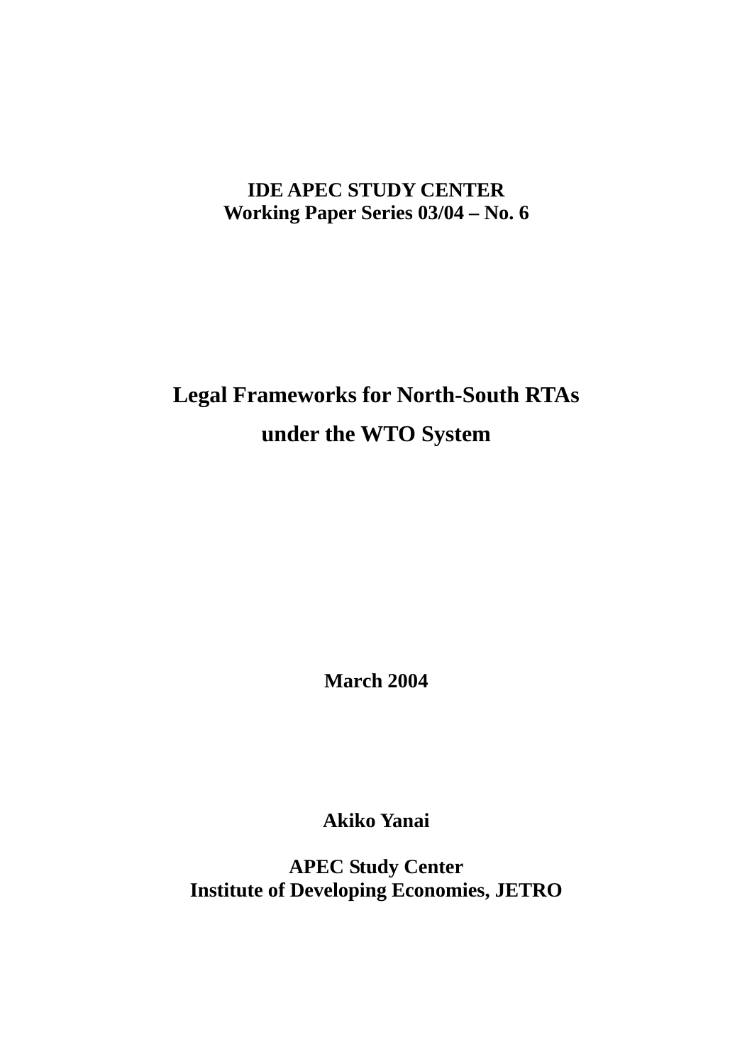**IDE APEC STUDY CENTER**
**Working Paper Series 03/04 – No. 6**

# Legal Frameworks for North-South RTAs under the WTO System

**March 2004**

**Akiko Yanai**

**APEC Study Center**
**Institute of Developing Economies, JETRO**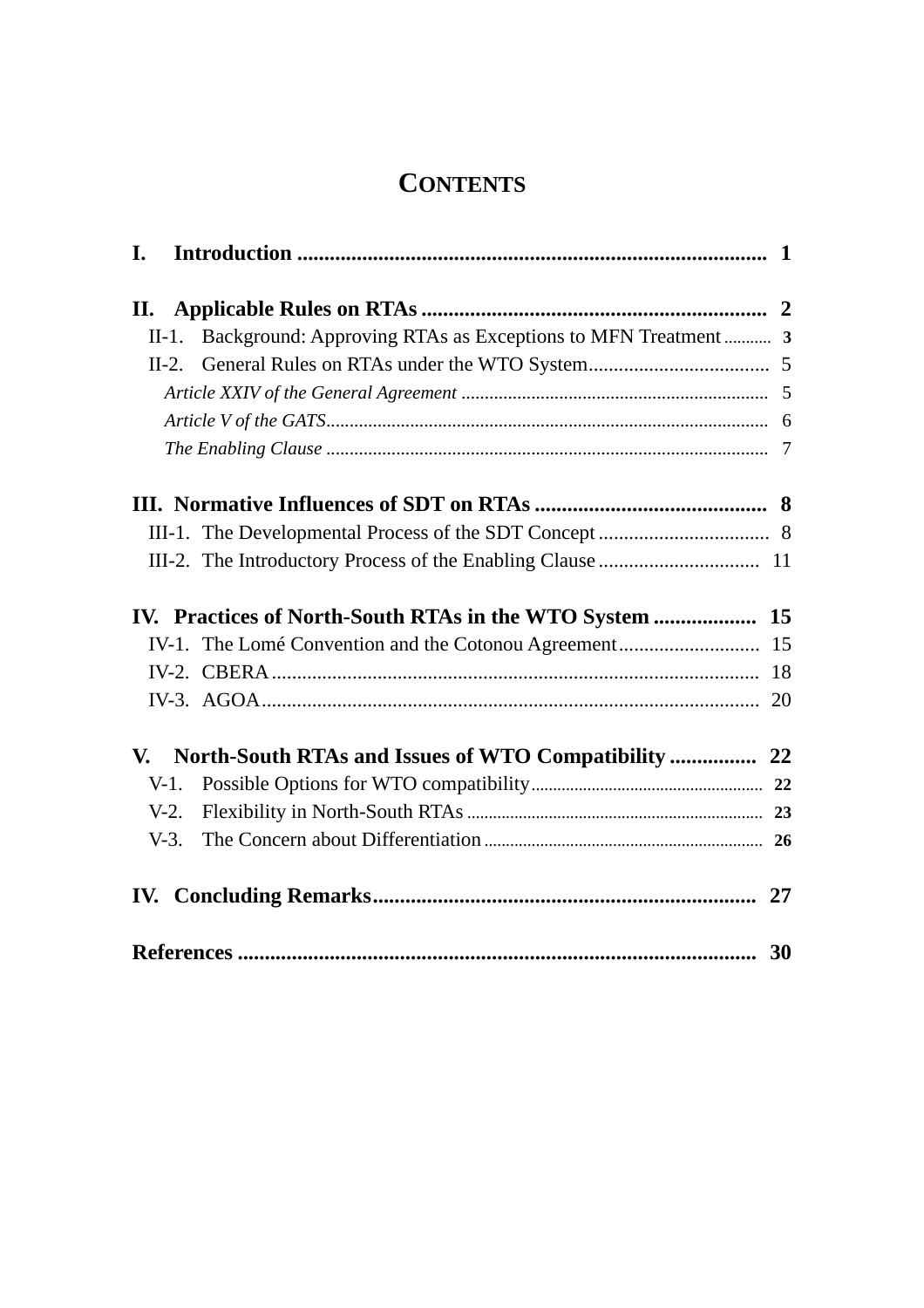# CONTENTS

**I. Introduction ........................................................................................ 1**

**II. Applicable Rules on RTAs ................................................................ 2**

II-1. Background: Approving RTAs as Exceptions to MFN Treatment ........... 3

II-2. General Rules on RTAs under the WTO System.................................... 5

*Article XXIV of the General Agreement* .................................................................. 5

*Article V of the GATS*............................................................................................. 6

*The Enabling Clause* ............................................................................................... 7

**III. Normative Influences of SDT on RTAs ........................................... 8**

III-1. The Developmental Process of the SDT Concept .................................. 8

III-2. The Introductory Process of the Enabling Clause ................................ 11

**IV. Practices of North-South RTAs in the WTO System .................. 15**

IV-1. The Lomé Convention and the Cotonou Agreement............................ 15

IV-2. CBERA................................................................................................ 18

IV-3. AGOA.................................................................................................. 20

**V. North-South RTAs and Issues of WTO Compatibility ................ 22**

V-1. Possible Options for WTO compatibility.................................................. 22

V-2. Flexibility in North-South RTAs .......................................................... 23

V-3. The Concern about Differentiation ........................................................ 26

**IV. Concluding Remarks....................................................................... 27**

**References ................................................................................................ 30**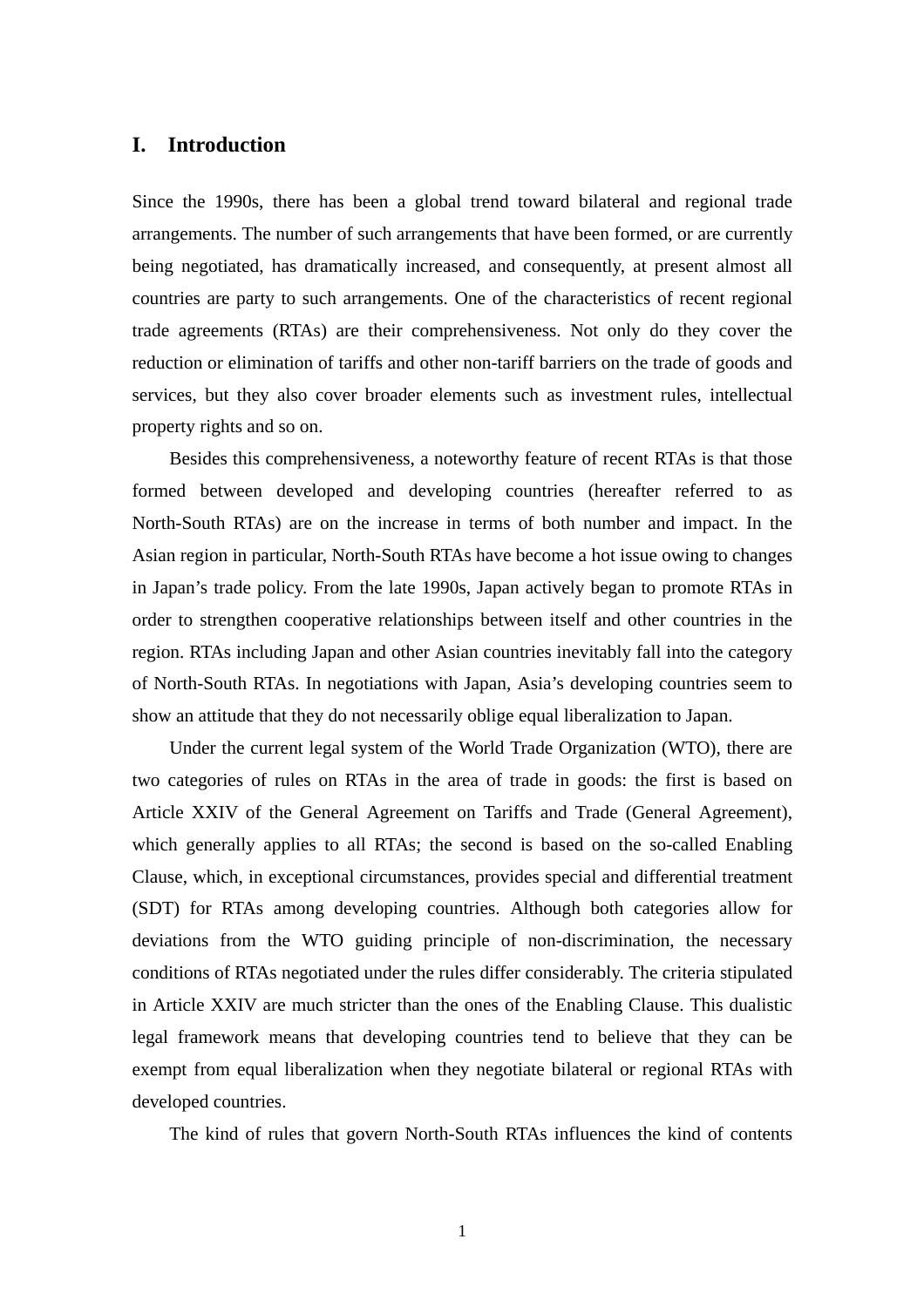# I. Introduction

Since the 1990s, there has been a global trend toward bilateral and regional trade arrangements. The number of such arrangements that have been formed, or are currently being negotiated, has dramatically increased, and consequently, at present almost all countries are party to such arrangements. One of the characteristics of recent regional trade agreements (RTAs) are their comprehensiveness. Not only do they cover the reduction or elimination of tariffs and other non-tariff barriers on the trade of goods and services, but they also cover broader elements such as investment rules, intellectual property rights and so on.

Besides this comprehensiveness, a noteworthy feature of recent RTAs is that those formed between developed and developing countries (hereafter referred to as North-South RTAs) are on the increase in terms of both number and impact. In the Asian region in particular, North-South RTAs have become a hot issue owing to changes in Japan's trade policy. From the late 1990s, Japan actively began to promote RTAs in order to strengthen cooperative relationships between itself and other countries in the region. RTAs including Japan and other Asian countries inevitably fall into the category of North-South RTAs. In negotiations with Japan, Asia's developing countries seem to show an attitude that they do not necessarily oblige equal liberalization to Japan.

Under the current legal system of the World Trade Organization (WTO), there are two categories of rules on RTAs in the area of trade in goods: the first is based on Article XXIV of the General Agreement on Tariffs and Trade (General Agreement), which generally applies to all RTAs; the second is based on the so-called Enabling Clause, which, in exceptional circumstances, provides special and differential treatment (SDT) for RTAs among developing countries. Although both categories allow for deviations from the WTO guiding principle of non-discrimination, the necessary conditions of RTAs negotiated under the rules differ considerably. The criteria stipulated in Article XXIV are much stricter than the ones of the Enabling Clause. This dualistic legal framework means that developing countries tend to believe that they can be exempt from equal liberalization when they negotiate bilateral or regional RTAs with developed countries.

The kind of rules that govern North-South RTAs influences the kind of contents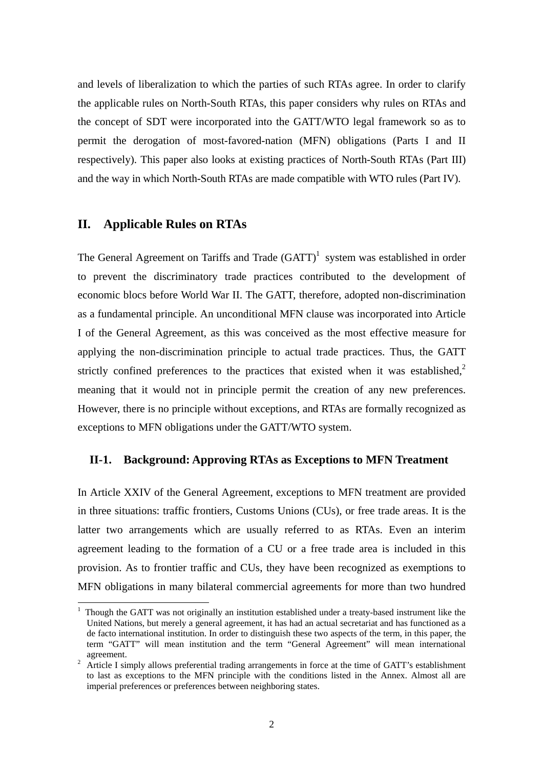and levels of liberalization to which the parties of such RTAs agree. In order to clarify the applicable rules on North-South RTAs, this paper considers why rules on RTAs and the concept of SDT were incorporated into the GATT/WTO legal framework so as to permit the derogation of most-favored-nation (MFN) obligations (Parts I and II respectively). This paper also looks at existing practices of North-South RTAs (Part III) and the way in which North-South RTAs are made compatible with WTO rules (Part IV).

## II. Applicable Rules on RTAs

The General Agreement on Tariffs and Trade (GATT)[1] system was established in order to prevent the discriminatory trade practices contributed to the development of economic blocs before World War II. The GATT, therefore, adopted non-discrimination as a fundamental principle. An unconditional MFN clause was incorporated into Article I of the General Agreement, as this was conceived as the most effective measure for applying the non-discrimination principle to actual trade practices. Thus, the GATT strictly confined preferences to the practices that existed when it was established,[2] meaning that it would not in principle permit the creation of any new preferences. However, there is no principle without exceptions, and RTAs are formally recognized as exceptions to MFN obligations under the GATT/WTO system.

### II-1. Background: Approving RTAs as Exceptions to MFN Treatment

In Article XXIV of the General Agreement, exceptions to MFN treatment are provided in three situations: traffic frontiers, Customs Unions (CUs), or free trade areas. It is the latter two arrangements which are usually referred to as RTAs. Even an interim agreement leading to the formation of a CU or a free trade area is included in this provision. As to frontier traffic and CUs, they have been recognized as exemptions to MFN obligations in many bilateral commercial agreements for more than two hundred

[1] Though the GATT was not originally an institution established under a treaty-based instrument like the United Nations, but merely a general agreement, it has had an actual secretariat and has functioned as a de facto international institution. In order to distinguish these two aspects of the term, in this paper, the term "GATT" will mean institution and the term "General Agreement" will mean international agreement.

[2] Article I simply allows preferential trading arrangements in force at the time of GATT's establishment to last as exceptions to the MFN principle with the conditions listed in the Annex. Almost all are imperial preferences or preferences between neighboring states.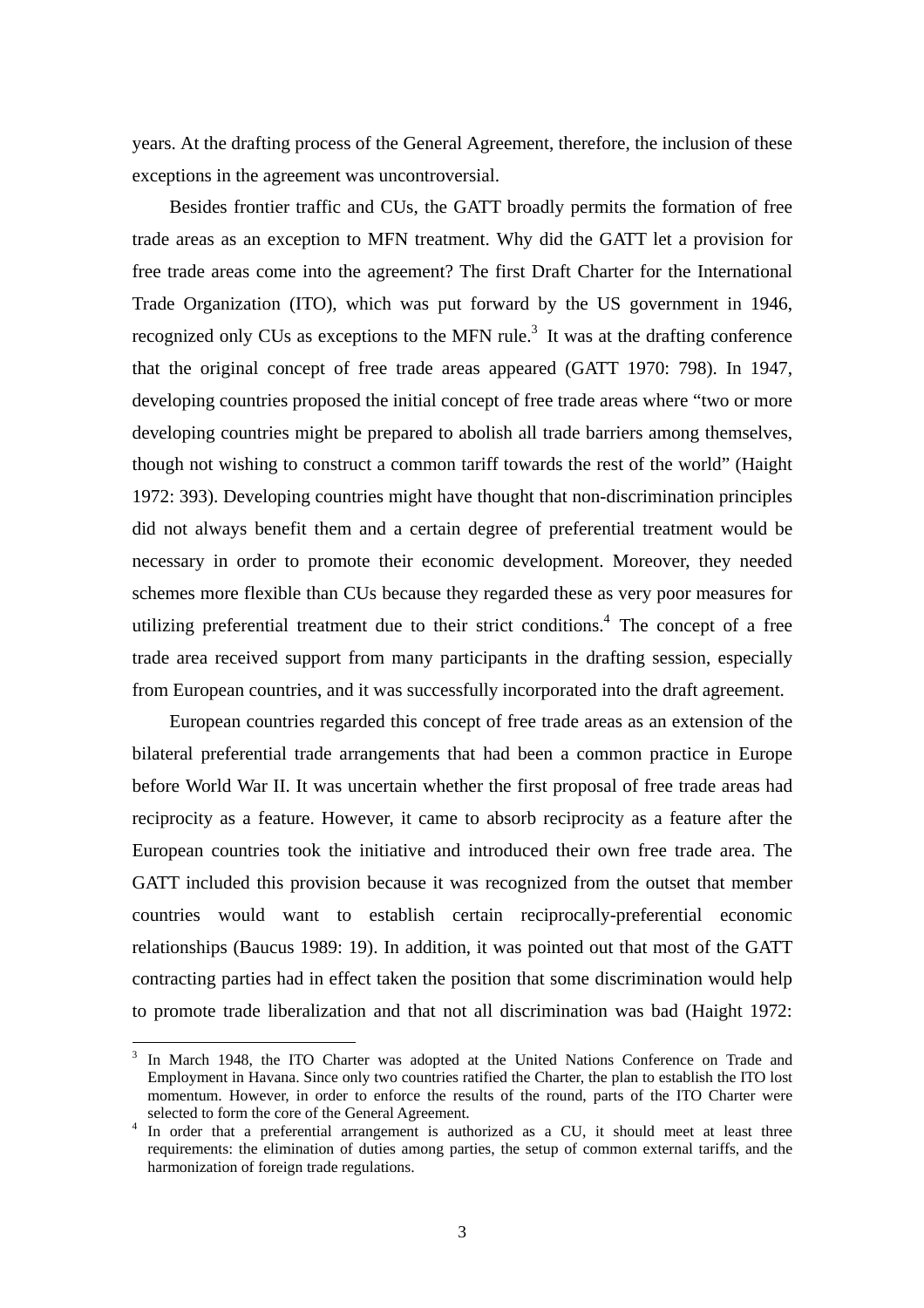years. At the drafting process of the General Agreement, therefore, the inclusion of these exceptions in the agreement was uncontroversial.

Besides frontier traffic and CUs, the GATT broadly permits the formation of free trade areas as an exception to MFN treatment. Why did the GATT let a provision for free trade areas come into the agreement? The first Draft Charter for the International Trade Organization (ITO), which was put forward by the US government in 1946, recognized only CUs as exceptions to the MFN rule.[3] It was at the drafting conference that the original concept of free trade areas appeared (GATT 1970: 798). In 1947, developing countries proposed the initial concept of free trade areas where "two or more developing countries might be prepared to abolish all trade barriers among themselves, though not wishing to construct a common tariff towards the rest of the world" (Haight 1972: 393). Developing countries might have thought that non-discrimination principles did not always benefit them and a certain degree of preferential treatment would be necessary in order to promote their economic development. Moreover, they needed schemes more flexible than CUs because they regarded these as very poor measures for utilizing preferential treatment due to their strict conditions.[4] The concept of a free trade area received support from many participants in the drafting session, especially from European countries, and it was successfully incorporated into the draft agreement.

European countries regarded this concept of free trade areas as an extension of the bilateral preferential trade arrangements that had been a common practice in Europe before World War II. It was uncertain whether the first proposal of free trade areas had reciprocity as a feature. However, it came to absorb reciprocity as a feature after the European countries took the initiative and introduced their own free trade area. The GATT included this provision because it was recognized from the outset that member countries would want to establish certain reciprocally-preferential economic relationships (Baucus 1989: 19). In addition, it was pointed out that most of the GATT contracting parties had in effect taken the position that some discrimination would help to promote trade liberalization and that not all discrimination was bad (Haight 1972:

[3] In March 1948, the ITO Charter was adopted at the United Nations Conference on Trade and Employment in Havana. Since only two countries ratified the Charter, the plan to establish the ITO lost momentum. However, in order to enforce the results of the round, parts of the ITO Charter were selected to form the core of the General Agreement.

[4] In order that a preferential arrangement is authorized as a CU, it should meet at least three requirements: the elimination of duties among parties, the setup of common external tariffs, and the harmonization of foreign trade regulations.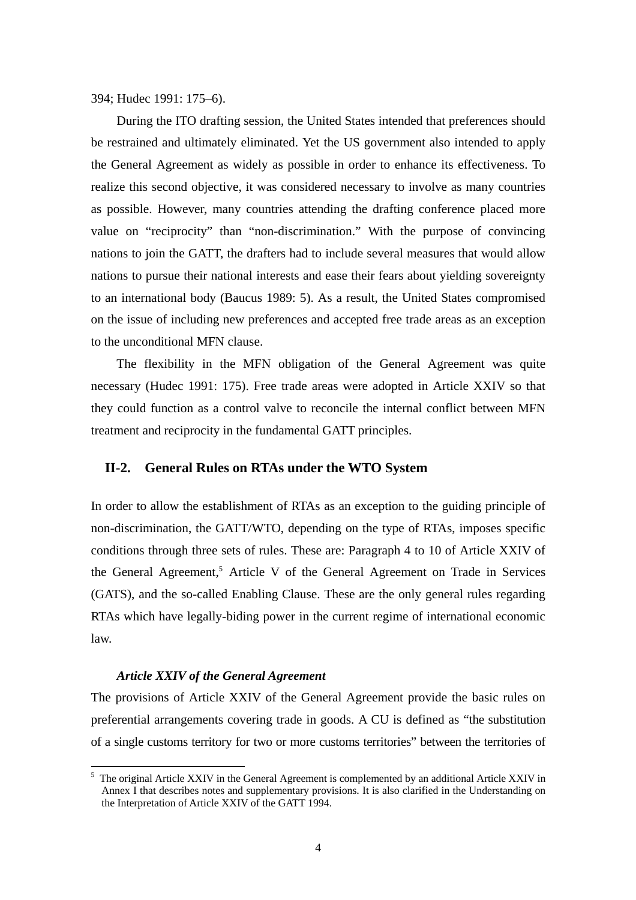394; Hudec 1991: 175–6).

During the ITO drafting session, the United States intended that preferences should be restrained and ultimately eliminated. Yet the US government also intended to apply the General Agreement as widely as possible in order to enhance its effectiveness. To realize this second objective, it was considered necessary to involve as many countries as possible. However, many countries attending the drafting conference placed more value on "reciprocity" than "non-discrimination." With the purpose of convincing nations to join the GATT, the drafters had to include several measures that would allow nations to pursue their national interests and ease their fears about yielding sovereignty to an international body (Baucus 1989: 5). As a result, the United States compromised on the issue of including new preferences and accepted free trade areas as an exception to the unconditional MFN clause.

The flexibility in the MFN obligation of the General Agreement was quite necessary (Hudec 1991: 175). Free trade areas were adopted in Article XXIV so that they could function as a control valve to reconcile the internal conflict between MFN treatment and reciprocity in the fundamental GATT principles.

## II-2. General Rules on RTAs under the WTO System

In order to allow the establishment of RTAs as an exception to the guiding principle of non-discrimination, the GATT/WTO, depending on the type of RTAs, imposes specific conditions through three sets of rules. These are: Paragraph 4 to 10 of Article XXIV of the General Agreement,[5] Article V of the General Agreement on Trade in Services (GATS), and the so-called Enabling Clause. These are the only general rules regarding RTAs which have legally-biding power in the current regime of international economic law.

### *Article XXIV of the General Agreement*

The provisions of Article XXIV of the General Agreement provide the basic rules on preferential arrangements covering trade in goods. A CU is defined as "the substitution of a single customs territory for two or more customs territories" between the territories of

[5] The original Article XXIV in the General Agreement is complemented by an additional Article XXIV in Annex I that describes notes and supplementary provisions. It is also clarified in the Understanding on the Interpretation of Article XXIV of the GATT 1994.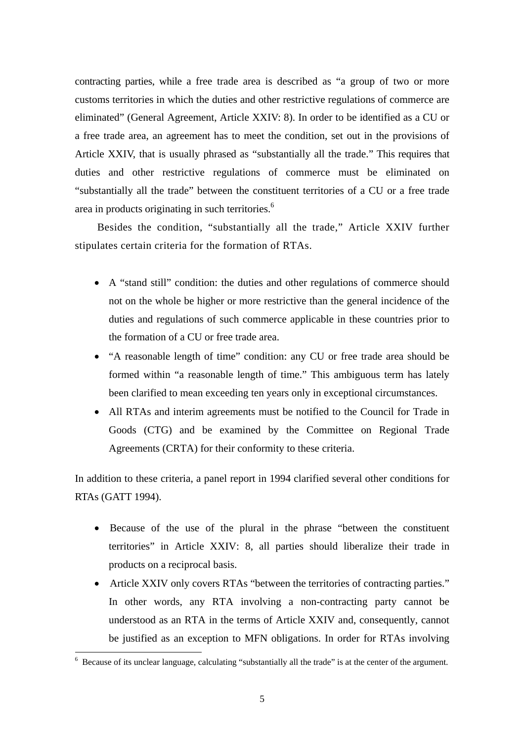contracting parties, while a free trade area is described as "a group of two or more customs territories in which the duties and other restrictive regulations of commerce are eliminated" (General Agreement, Article XXIV: 8). In order to be identified as a CU or a free trade area, an agreement has to meet the condition, set out in the provisions of Article XXIV, that is usually phrased as "substantially all the trade." This requires that duties and other restrictive regulations of commerce must be eliminated on "substantially all the trade" between the constituent territories of a CU or a free trade area in products originating in such territories.[6]

Besides the condition, "substantially all the trade," Article XXIV further stipulates certain criteria for the formation of RTAs.

- A "stand still" condition: the duties and other regulations of commerce should not on the whole be higher or more restrictive than the general incidence of the duties and regulations of such commerce applicable in these countries prior to the formation of a CU or free trade area.
- "A reasonable length of time" condition: any CU or free trade area should be formed within "a reasonable length of time." This ambiguous term has lately been clarified to mean exceeding ten years only in exceptional circumstances.
- All RTAs and interim agreements must be notified to the Council for Trade in Goods (CTG) and be examined by the Committee on Regional Trade Agreements (CRTA) for their conformity to these criteria.

In addition to these criteria, a panel report in 1994 clarified several other conditions for RTAs (GATT 1994).

- Because of the use of the plural in the phrase "between the constituent territories" in Article XXIV: 8, all parties should liberalize their trade in products on a reciprocal basis.
- Article XXIV only covers RTAs "between the territories of contracting parties." In other words, any RTA involving a non-contracting party cannot be understood as an RTA in the terms of Article XXIV and, consequently, cannot be justified as an exception to MFN obligations. In order for RTAs involving

[6] Because of its unclear language, calculating "substantially all the trade" is at the center of the argument.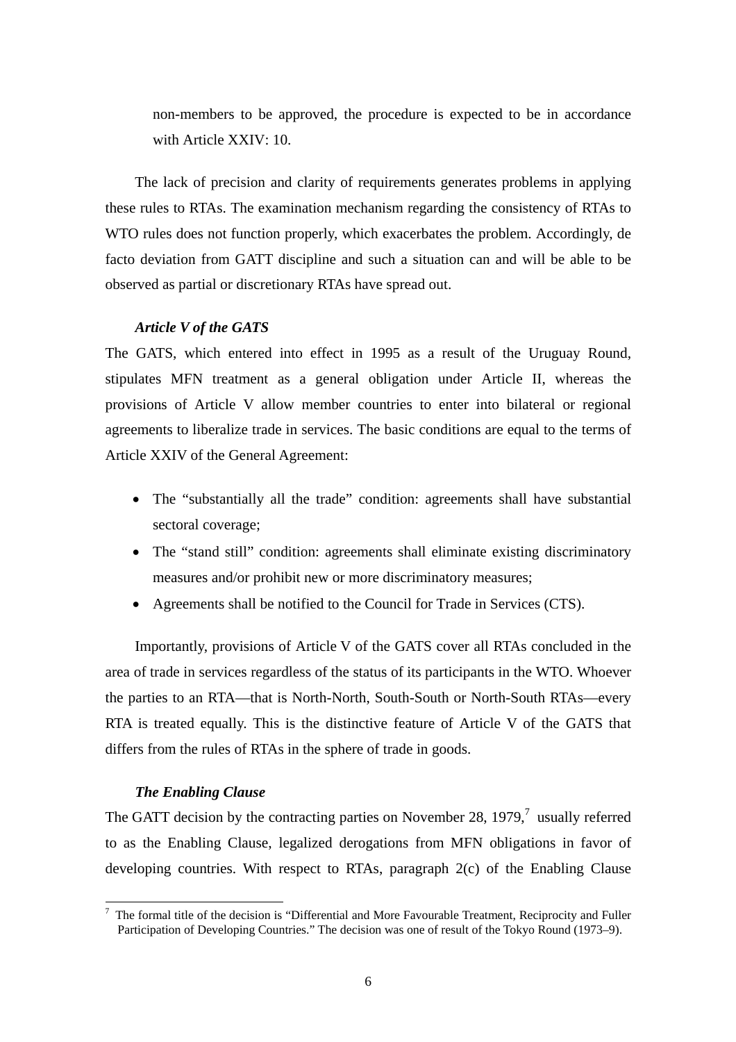non-members to be approved, the procedure is expected to be in accordance with Article XXIV: 10.

The lack of precision and clarity of requirements generates problems in applying these rules to RTAs. The examination mechanism regarding the consistency of RTAs to WTO rules does not function properly, which exacerbates the problem. Accordingly, de facto deviation from GATT discipline and such a situation can and will be able to be observed as partial or discretionary RTAs have spread out.

### *Article V of the GATS*

The GATS, which entered into effect in 1995 as a result of the Uruguay Round, stipulates MFN treatment as a general obligation under Article II, whereas the provisions of Article V allow member countries to enter into bilateral or regional agreements to liberalize trade in services. The basic conditions are equal to the terms of Article XXIV of the General Agreement:

- The "substantially all the trade" condition: agreements shall have substantial sectoral coverage;
- The "stand still" condition: agreements shall eliminate existing discriminatory measures and/or prohibit new or more discriminatory measures;
- Agreements shall be notified to the Council for Trade in Services (CTS).

Importantly, provisions of Article V of the GATS cover all RTAs concluded in the area of trade in services regardless of the status of its participants in the WTO. Whoever the parties to an RTA—that is North-North, South-South or North-South RTAs—every RTA is treated equally. This is the distinctive feature of Article V of the GATS that differs from the rules of RTAs in the sphere of trade in goods.

### *The Enabling Clause*

The GATT decision by the contracting parties on November 28, 1979,[7] usually referred to as the Enabling Clause, legalized derogations from MFN obligations in favor of developing countries. With respect to RTAs, paragraph 2(c) of the Enabling Clause

[7] The formal title of the decision is "Differential and More Favourable Treatment, Reciprocity and Fuller Participation of Developing Countries." The decision was one of result of the Tokyo Round (1973–9).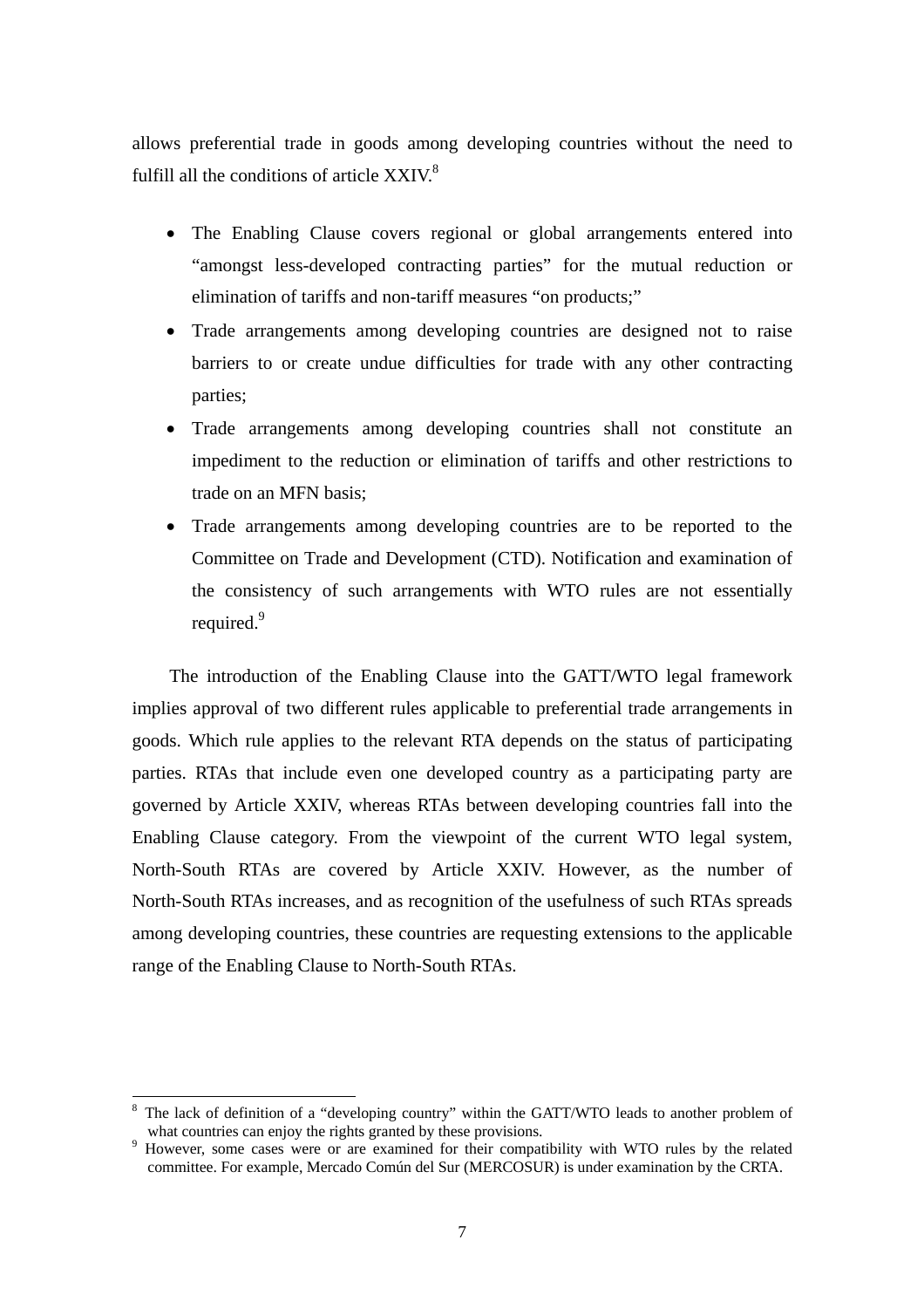allows preferential trade in goods among developing countries without the need to fulfill all the conditions of article XXIV.[8]

- The Enabling Clause covers regional or global arrangements entered into "amongst less-developed contracting parties" for the mutual reduction or elimination of tariffs and non-tariff measures "on products;"
- Trade arrangements among developing countries are designed not to raise barriers to or create undue difficulties for trade with any other contracting parties;
- Trade arrangements among developing countries shall not constitute an impediment to the reduction or elimination of tariffs and other restrictions to trade on an MFN basis;
- Trade arrangements among developing countries are to be reported to the Committee on Trade and Development (CTD). Notification and examination of the consistency of such arrangements with WTO rules are not essentially required.[9]

The introduction of the Enabling Clause into the GATT/WTO legal framework implies approval of two different rules applicable to preferential trade arrangements in goods. Which rule applies to the relevant RTA depends on the status of participating parties. RTAs that include even one developed country as a participating party are governed by Article XXIV, whereas RTAs between developing countries fall into the Enabling Clause category. From the viewpoint of the current WTO legal system, North-South RTAs are covered by Article XXIV. However, as the number of North-South RTAs increases, and as recognition of the usefulness of such RTAs spreads among developing countries, these countries are requesting extensions to the applicable range of the Enabling Clause to North-South RTAs.

[8] The lack of definition of a "developing country" within the GATT/WTO leads to another problem of what countries can enjoy the rights granted by these provisions.

[9] However, some cases were or are examined for their compatibility with WTO rules by the related committee. For example, Mercado Común del Sur (MERCOSUR) is under examination by the CRTA.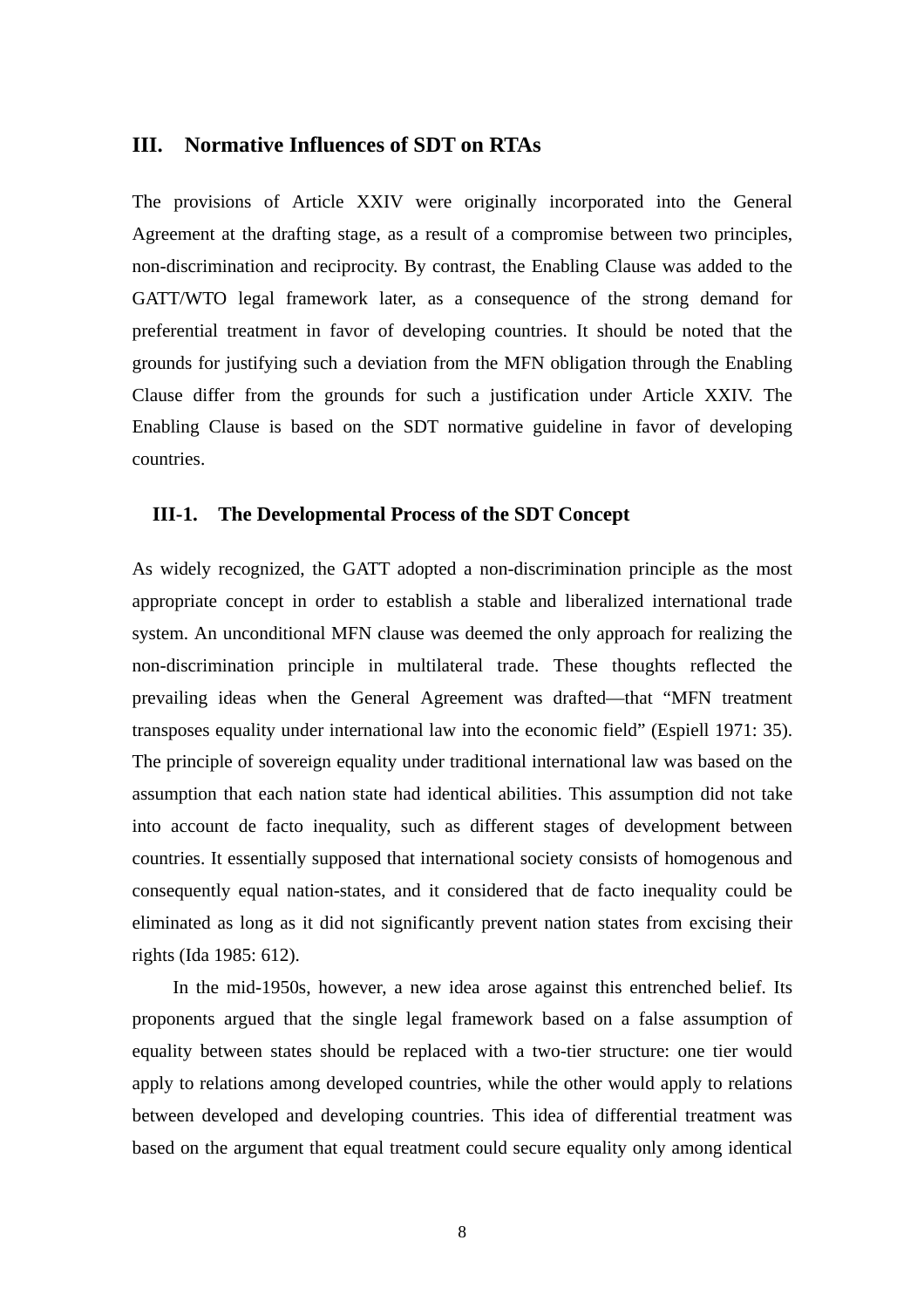## III. Normative Influences of SDT on RTAs

The provisions of Article XXIV were originally incorporated into the General Agreement at the drafting stage, as a result of a compromise between two principles, non-discrimination and reciprocity. By contrast, the Enabling Clause was added to the GATT/WTO legal framework later, as a consequence of the strong demand for preferential treatment in favor of developing countries. It should be noted that the grounds for justifying such a deviation from the MFN obligation through the Enabling Clause differ from the grounds for such a justification under Article XXIV. The Enabling Clause is based on the SDT normative guideline in favor of developing countries.

### III-1. The Developmental Process of the SDT Concept

As widely recognized, the GATT adopted a non-discrimination principle as the most appropriate concept in order to establish a stable and liberalized international trade system. An unconditional MFN clause was deemed the only approach for realizing the non-discrimination principle in multilateral trade. These thoughts reflected the prevailing ideas when the General Agreement was drafted—that "MFN treatment transposes equality under international law into the economic field" (Espiell 1971: 35). The principle of sovereign equality under traditional international law was based on the assumption that each nation state had identical abilities. This assumption did not take into account de facto inequality, such as different stages of development between countries. It essentially supposed that international society consists of homogenous and consequently equal nation-states, and it considered that de facto inequality could be eliminated as long as it did not significantly prevent nation states from excising their rights (Ida 1985: 612).

In the mid-1950s, however, a new idea arose against this entrenched belief. Its proponents argued that the single legal framework based on a false assumption of equality between states should be replaced with a two-tier structure: one tier would apply to relations among developed countries, while the other would apply to relations between developed and developing countries. This idea of differential treatment was based on the argument that equal treatment could secure equality only among identical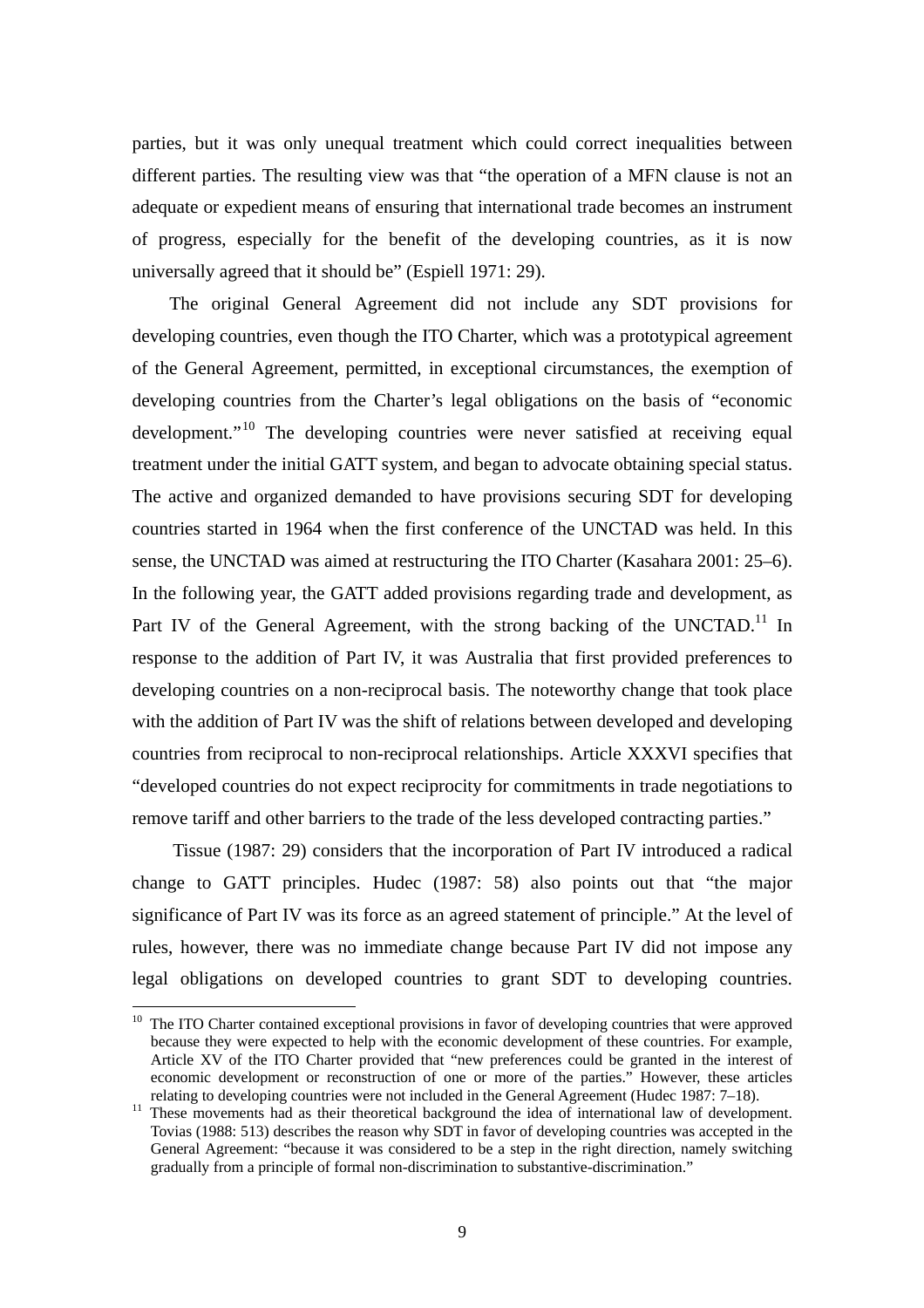parties, but it was only unequal treatment which could correct inequalities between different parties. The resulting view was that "the operation of a MFN clause is not an adequate or expedient means of ensuring that international trade becomes an instrument of progress, especially for the benefit of the developing countries, as it is now universally agreed that it should be" (Espiell 1971: 29).

The original General Agreement did not include any SDT provisions for developing countries, even though the ITO Charter, which was a prototypical agreement of the General Agreement, permitted, in exceptional circumstances, the exemption of developing countries from the Charter's legal obligations on the basis of "economic development."[10] The developing countries were never satisfied at receiving equal treatment under the initial GATT system, and began to advocate obtaining special status. The active and organized demanded to have provisions securing SDT for developing countries started in 1964 when the first conference of the UNCTAD was held. In this sense, the UNCTAD was aimed at restructuring the ITO Charter (Kasahara 2001: 25–6). In the following year, the GATT added provisions regarding trade and development, as Part IV of the General Agreement, with the strong backing of the UNCTAD.[11] In response to the addition of Part IV, it was Australia that first provided preferences to developing countries on a non-reciprocal basis. The noteworthy change that took place with the addition of Part IV was the shift of relations between developed and developing countries from reciprocal to non-reciprocal relationships. Article XXXVI specifies that "developed countries do not expect reciprocity for commitments in trade negotiations to remove tariff and other barriers to the trade of the less developed contracting parties."

Tissue (1987: 29) considers that the incorporation of Part IV introduced a radical change to GATT principles. Hudec (1987: 58) also points out that "the major significance of Part IV was its force as an agreed statement of principle." At the level of rules, however, there was no immediate change because Part IV did not impose any legal obligations on developed countries to grant SDT to developing countries.

---

[10] The ITO Charter contained exceptional provisions in favor of developing countries that were approved because they were expected to help with the economic development of these countries. For example, Article XV of the ITO Charter provided that "new preferences could be granted in the interest of economic development or reconstruction of one or more of the parties." However, these articles relating to developing countries were not included in the General Agreement (Hudec 1987: 7–18).

[11] These movements had as their theoretical background the idea of international law of development. Tovias (1988: 513) describes the reason why SDT in favor of developing countries was accepted in the General Agreement: "because it was considered to be a step in the right direction, namely switching gradually from a principle of formal non-discrimination to substantive-discrimination."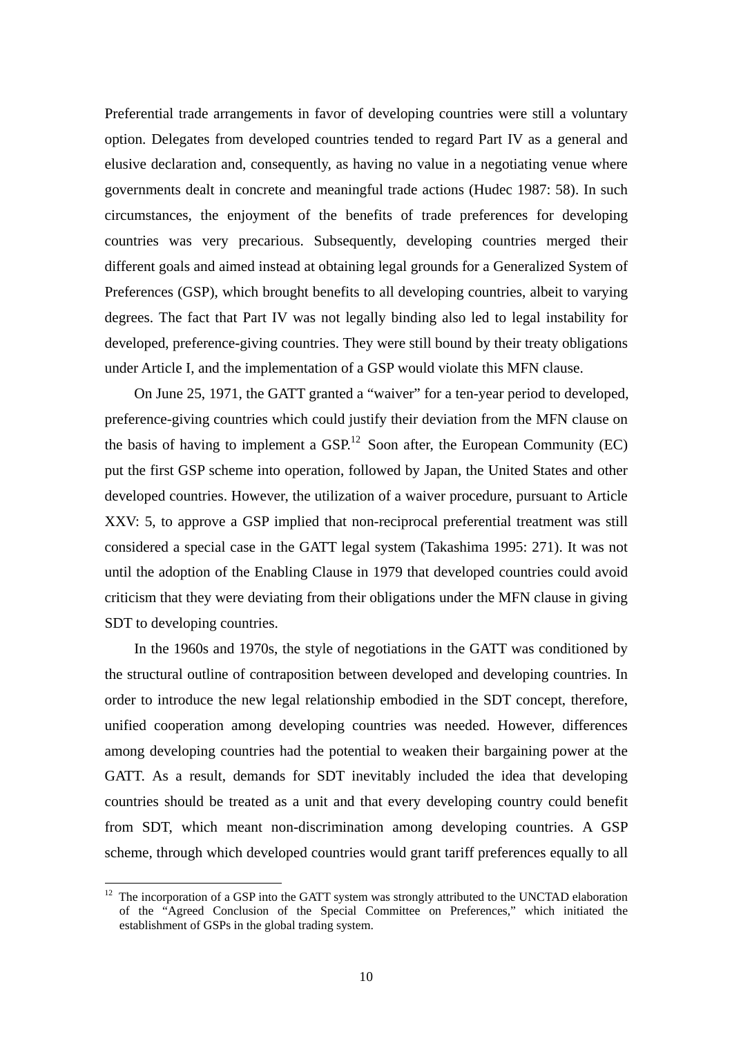Preferential trade arrangements in favor of developing countries were still a voluntary option. Delegates from developed countries tended to regard Part IV as a general and elusive declaration and, consequently, as having no value in a negotiating venue where governments dealt in concrete and meaningful trade actions (Hudec 1987: 58). In such circumstances, the enjoyment of the benefits of trade preferences for developing countries was very precarious. Subsequently, developing countries merged their different goals and aimed instead at obtaining legal grounds for a Generalized System of Preferences (GSP), which brought benefits to all developing countries, albeit to varying degrees. The fact that Part IV was not legally binding also led to legal instability for developed, preference-giving countries. They were still bound by their treaty obligations under Article I, and the implementation of a GSP would violate this MFN clause.

On June 25, 1971, the GATT granted a "waiver" for a ten-year period to developed, preference-giving countries which could justify their deviation from the MFN clause on the basis of having to implement a GSP.[12] Soon after, the European Community (EC) put the first GSP scheme into operation, followed by Japan, the United States and other developed countries. However, the utilization of a waiver procedure, pursuant to Article XXV: 5, to approve a GSP implied that non-reciprocal preferential treatment was still considered a special case in the GATT legal system (Takashima 1995: 271). It was not until the adoption of the Enabling Clause in 1979 that developed countries could avoid criticism that they were deviating from their obligations under the MFN clause in giving SDT to developing countries.

In the 1960s and 1970s, the style of negotiations in the GATT was conditioned by the structural outline of contraposition between developed and developing countries. In order to introduce the new legal relationship embodied in the SDT concept, therefore, unified cooperation among developing countries was needed. However, differences among developing countries had the potential to weaken their bargaining power at the GATT. As a result, demands for SDT inevitably included the idea that developing countries should be treated as a unit and that every developing country could benefit from SDT, which meant non-discrimination among developing countries. A GSP scheme, through which developed countries would grant tariff preferences equally to all

[12] The incorporation of a GSP into the GATT system was strongly attributed to the UNCTAD elaboration of the "Agreed Conclusion of the Special Committee on Preferences," which initiated the establishment of GSPs in the global trading system.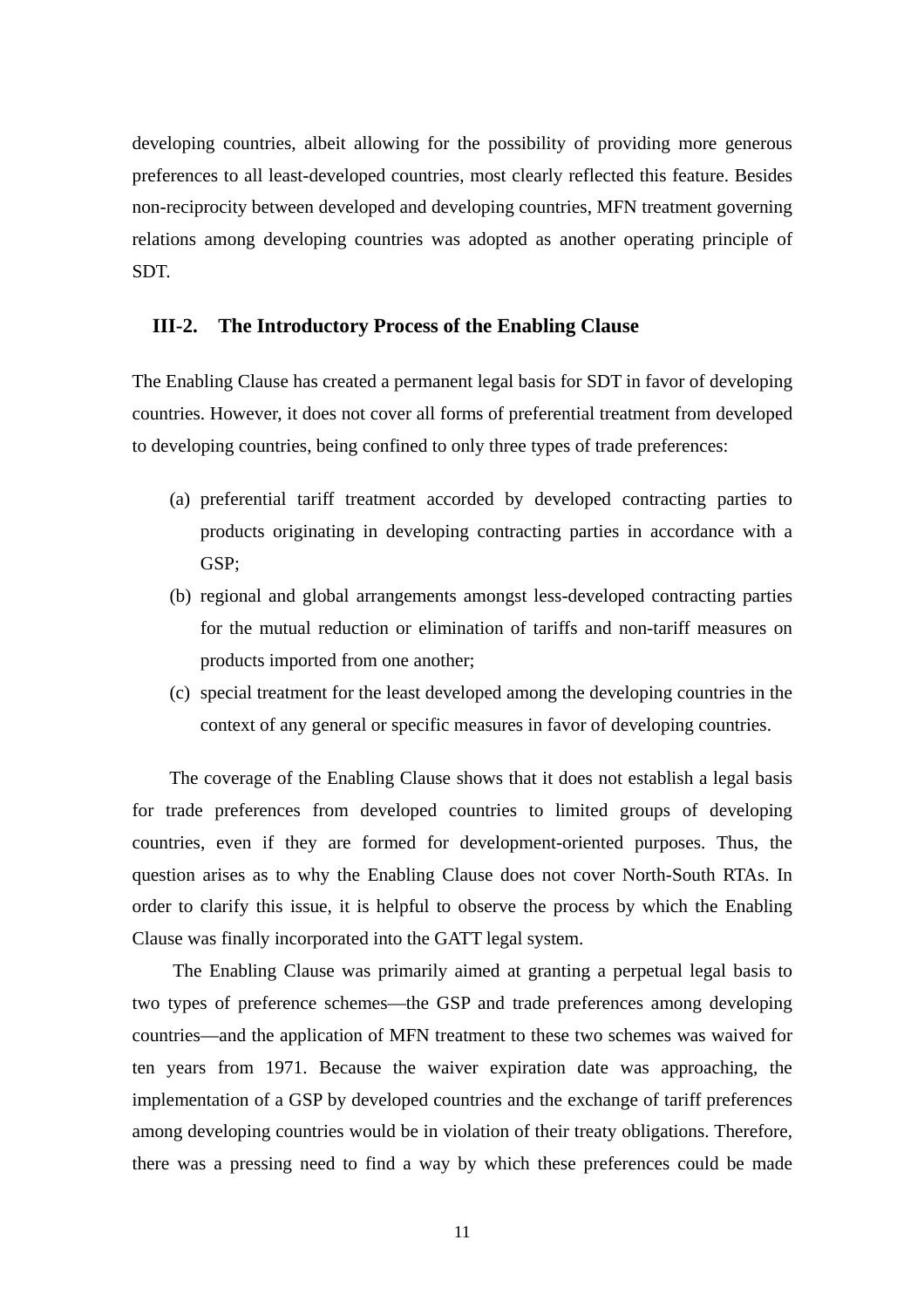developing countries, albeit allowing for the possibility of providing more generous preferences to all least-developed countries, most clearly reflected this feature. Besides non-reciprocity between developed and developing countries, MFN treatment governing relations among developing countries was adopted as another operating principle of SDT.

### III-2. The Introductory Process of the Enabling Clause

The Enabling Clause has created a permanent legal basis for SDT in favor of developing countries. However, it does not cover all forms of preferential treatment from developed to developing countries, being confined to only three types of trade preferences:

(a) preferential tariff treatment accorded by developed contracting parties to products originating in developing contracting parties in accordance with a GSP;

(b) regional and global arrangements amongst less-developed contracting parties for the mutual reduction or elimination of tariffs and non-tariff measures on products imported from one another;

(c) special treatment for the least developed among the developing countries in the context of any general or specific measures in favor of developing countries.

The coverage of the Enabling Clause shows that it does not establish a legal basis for trade preferences from developed countries to limited groups of developing countries, even if they are formed for development-oriented purposes. Thus, the question arises as to why the Enabling Clause does not cover North-South RTAs. In order to clarify this issue, it is helpful to observe the process by which the Enabling Clause was finally incorporated into the GATT legal system.

The Enabling Clause was primarily aimed at granting a perpetual legal basis to two types of preference schemes—the GSP and trade preferences among developing countries—and the application of MFN treatment to these two schemes was waived for ten years from 1971. Because the waiver expiration date was approaching, the implementation of a GSP by developed countries and the exchange of tariff preferences among developing countries would be in violation of their treaty obligations. Therefore, there was a pressing need to find a way by which these preferences could be made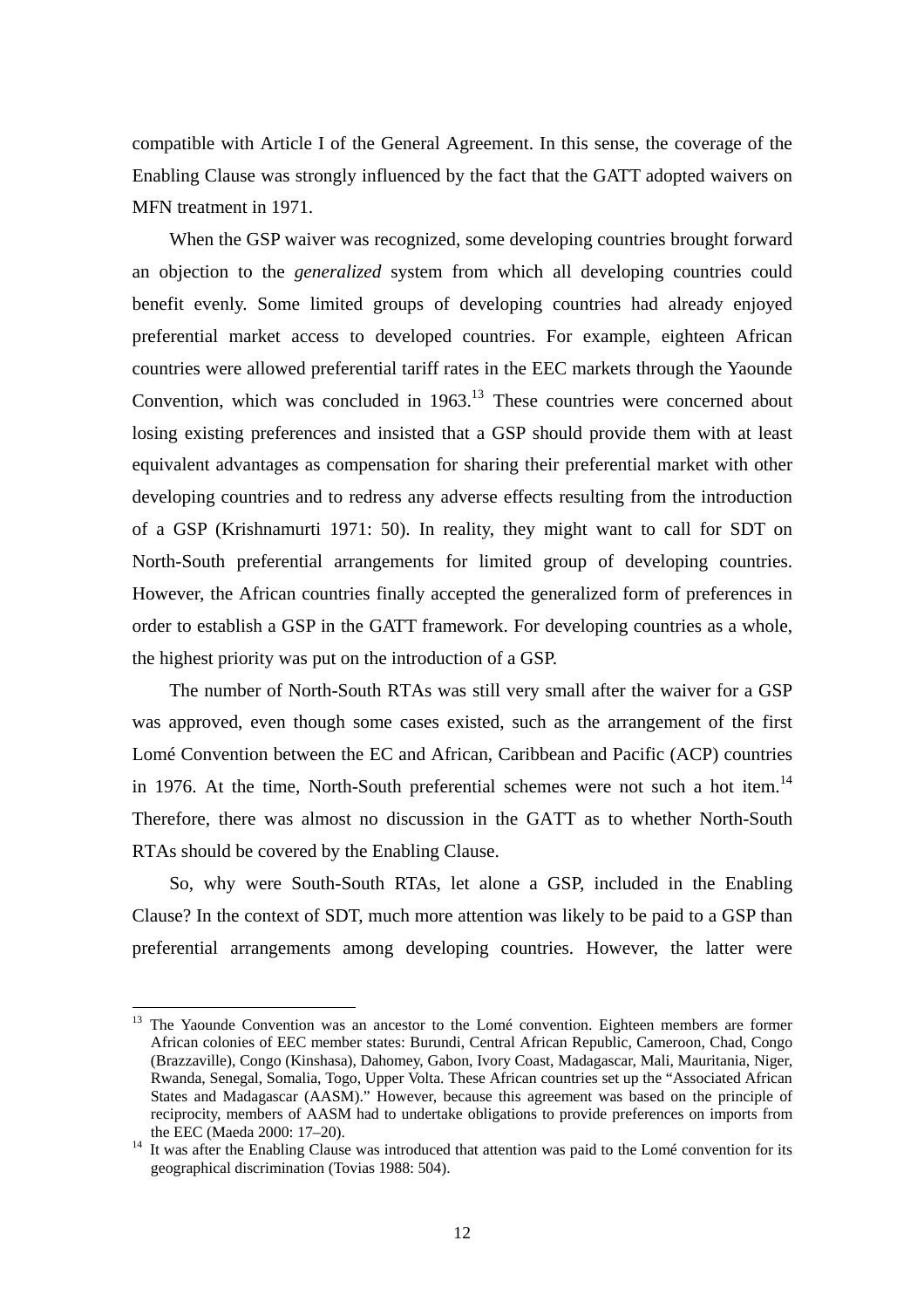compatible with Article I of the General Agreement. In this sense, the coverage of the Enabling Clause was strongly influenced by the fact that the GATT adopted waivers on MFN treatment in 1971.

When the GSP waiver was recognized, some developing countries brought forward an objection to the *generalized* system from which all developing countries could benefit evenly. Some limited groups of developing countries had already enjoyed preferential market access to developed countries. For example, eighteen African countries were allowed preferential tariff rates in the EEC markets through the Yaounde Convention, which was concluded in 1963.[13] These countries were concerned about losing existing preferences and insisted that a GSP should provide them with at least equivalent advantages as compensation for sharing their preferential market with other developing countries and to redress any adverse effects resulting from the introduction of a GSP (Krishnamurti 1971: 50). In reality, they might want to call for SDT on North-South preferential arrangements for limited group of developing countries. However, the African countries finally accepted the generalized form of preferences in order to establish a GSP in the GATT framework. For developing countries as a whole, the highest priority was put on the introduction of a GSP.

The number of North-South RTAs was still very small after the waiver for a GSP was approved, even though some cases existed, such as the arrangement of the first Lomé Convention between the EC and African, Caribbean and Pacific (ACP) countries in 1976. At the time, North-South preferential schemes were not such a hot item.[14] Therefore, there was almost no discussion in the GATT as to whether North-South RTAs should be covered by the Enabling Clause.

So, why were South-South RTAs, let alone a GSP, included in the Enabling Clause? In the context of SDT, much more attention was likely to be paid to a GSP than preferential arrangements among developing countries. However, the latter were

---

[13] The Yaounde Convention was an ancestor to the Lomé convention. Eighteen members are former African colonies of EEC member states: Burundi, Central African Republic, Cameroon, Chad, Congo (Brazzaville), Congo (Kinshasa), Dahomey, Gabon, Ivory Coast, Madagascar, Mali, Mauritania, Niger, Rwanda, Senegal, Somalia, Togo, Upper Volta. These African countries set up the "Associated African States and Madagascar (AASM)." However, because this agreement was based on the principle of reciprocity, members of AASM had to undertake obligations to provide preferences on imports from the EEC (Maeda 2000: 17–20).

[14] It was after the Enabling Clause was introduced that attention was paid to the Lomé convention for its geographical discrimination (Tovias 1988: 504).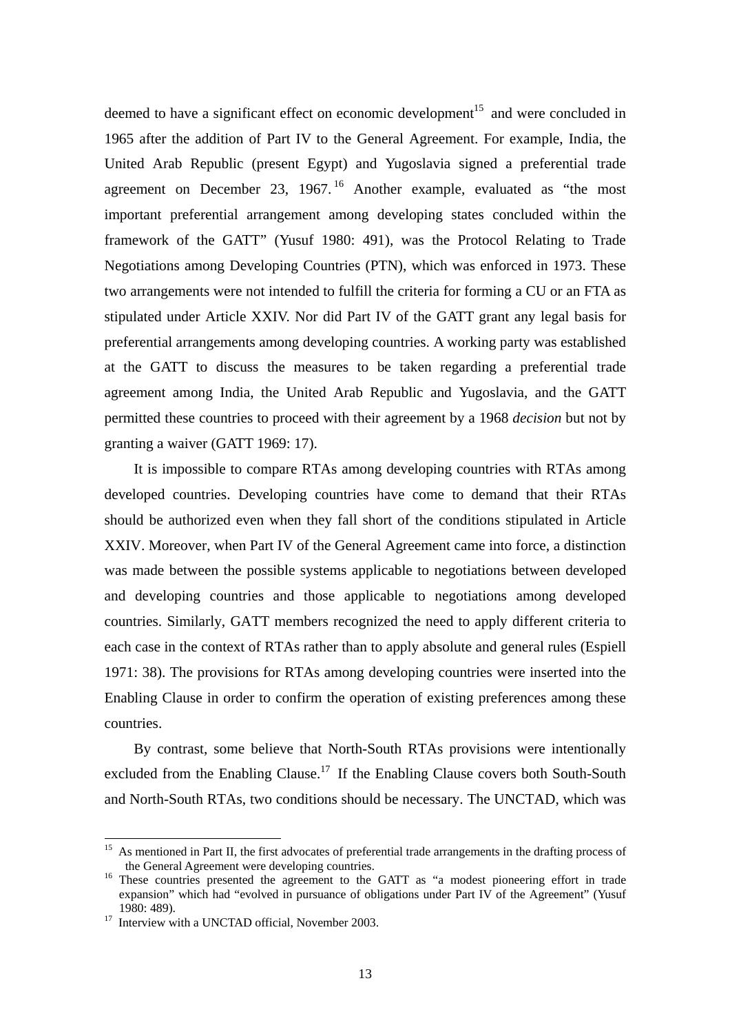deemed to have a significant effect on economic development[15] and were concluded in 1965 after the addition of Part IV to the General Agreement. For example, India, the United Arab Republic (present Egypt) and Yugoslavia signed a preferential trade agreement on December 23, 1967.[16] Another example, evaluated as "the most important preferential arrangement among developing states concluded within the framework of the GATT" (Yusuf 1980: 491), was the Protocol Relating to Trade Negotiations among Developing Countries (PTN), which was enforced in 1973. These two arrangements were not intended to fulfill the criteria for forming a CU or an FTA as stipulated under Article XXIV. Nor did Part IV of the GATT grant any legal basis for preferential arrangements among developing countries. A working party was established at the GATT to discuss the measures to be taken regarding a preferential trade agreement among India, the United Arab Republic and Yugoslavia, and the GATT permitted these countries to proceed with their agreement by a 1968 *decision* but not by granting a waiver (GATT 1969: 17).

It is impossible to compare RTAs among developing countries with RTAs among developed countries. Developing countries have come to demand that their RTAs should be authorized even when they fall short of the conditions stipulated in Article XXIV. Moreover, when Part IV of the General Agreement came into force, a distinction was made between the possible systems applicable to negotiations between developed and developing countries and those applicable to negotiations among developed countries. Similarly, GATT members recognized the need to apply different criteria to each case in the context of RTAs rather than to apply absolute and general rules (Espiell 1971: 38). The provisions for RTAs among developing countries were inserted into the Enabling Clause in order to confirm the operation of existing preferences among these countries.

By contrast, some believe that North-South RTAs provisions were intentionally excluded from the Enabling Clause.[17] If the Enabling Clause covers both South-South and North-South RTAs, two conditions should be necessary. The UNCTAD, which was

---

[15] As mentioned in Part II, the first advocates of preferential trade arrangements in the drafting process of the General Agreement were developing countries.

[16] These countries presented the agreement to the GATT as "a modest pioneering effort in trade expansion" which had "evolved in pursuance of obligations under Part IV of the Agreement" (Yusuf 1980: 489).

[17] Interview with a UNCTAD official, November 2003.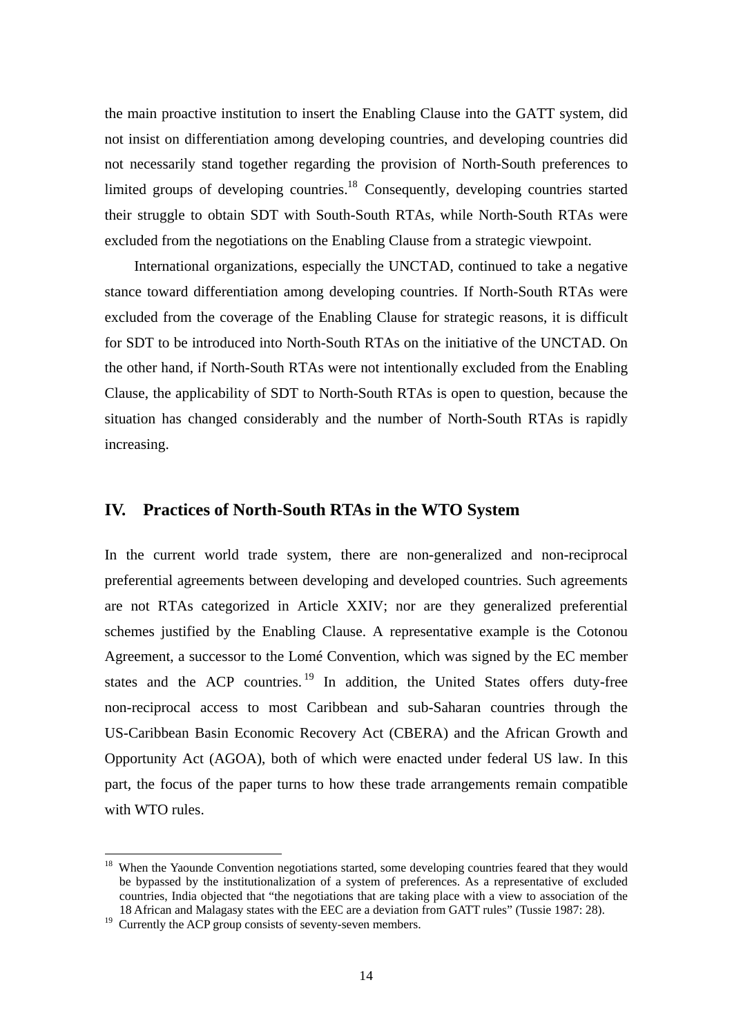the main proactive institution to insert the Enabling Clause into the GATT system, did not insist on differentiation among developing countries, and developing countries did not necessarily stand together regarding the provision of North-South preferences to limited groups of developing countries.[18] Consequently, developing countries started their struggle to obtain SDT with South-South RTAs, while North-South RTAs were excluded from the negotiations on the Enabling Clause from a strategic viewpoint.

International organizations, especially the UNCTAD, continued to take a negative stance toward differentiation among developing countries. If North-South RTAs were excluded from the coverage of the Enabling Clause for strategic reasons, it is difficult for SDT to be introduced into North-South RTAs on the initiative of the UNCTAD. On the other hand, if North-South RTAs were not intentionally excluded from the Enabling Clause, the applicability of SDT to North-South RTAs is open to question, because the situation has changed considerably and the number of North-South RTAs is rapidly increasing.

## IV. Practices of North-South RTAs in the WTO System

In the current world trade system, there are non-generalized and non-reciprocal preferential agreements between developing and developed countries. Such agreements are not RTAs categorized in Article XXIV; nor are they generalized preferential schemes justified by the Enabling Clause. A representative example is the Cotonou Agreement, a successor to the Lomé Convention, which was signed by the EC member states and the ACP countries.[19] In addition, the United States offers duty-free non-reciprocal access to most Caribbean and sub-Saharan countries through the US-Caribbean Basin Economic Recovery Act (CBERA) and the African Growth and Opportunity Act (AGOA), both of which were enacted under federal US law. In this part, the focus of the paper turns to how these trade arrangements remain compatible with WTO rules.

---

[18] When the Yaounde Convention negotiations started, some developing countries feared that they would be bypassed by the institutionalization of a system of preferences. As a representative of excluded countries, India objected that "the negotiations that are taking place with a view to association of the 18 African and Malagasy states with the EEC are a deviation from GATT rules" (Tussie 1987: 28).

[19] Currently the ACP group consists of seventy-seven members.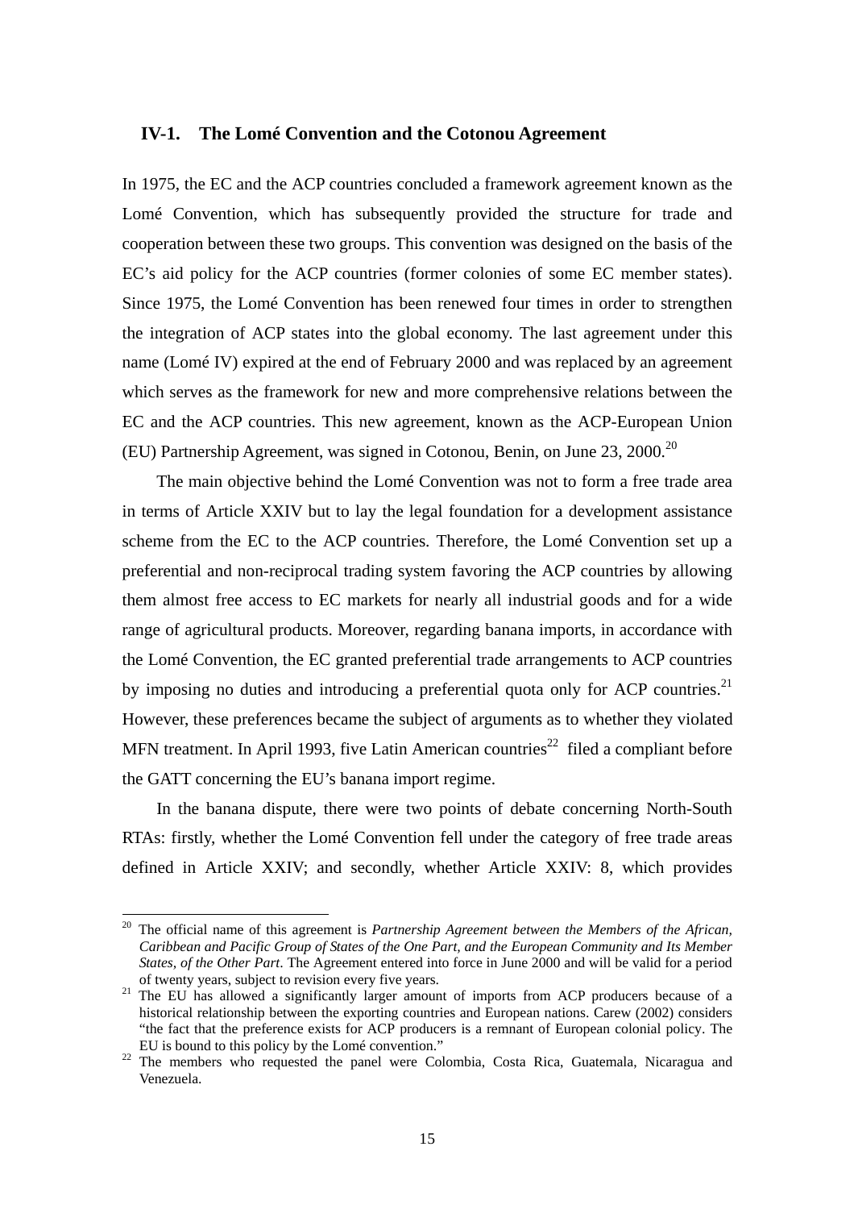### IV-1. The Lomé Convention and the Cotonou Agreement

In 1975, the EC and the ACP countries concluded a framework agreement known as the Lomé Convention, which has subsequently provided the structure for trade and cooperation between these two groups. This convention was designed on the basis of the EC's aid policy for the ACP countries (former colonies of some EC member states). Since 1975, the Lomé Convention has been renewed four times in order to strengthen the integration of ACP states into the global economy. The last agreement under this name (Lomé IV) expired at the end of February 2000 and was replaced by an agreement which serves as the framework for new and more comprehensive relations between the EC and the ACP countries. This new agreement, known as the ACP-European Union (EU) Partnership Agreement, was signed in Cotonou, Benin, on June 23, 2000.[20]

The main objective behind the Lomé Convention was not to form a free trade area in terms of Article XXIV but to lay the legal foundation for a development assistance scheme from the EC to the ACP countries. Therefore, the Lomé Convention set up a preferential and non-reciprocal trading system favoring the ACP countries by allowing them almost free access to EC markets for nearly all industrial goods and for a wide range of agricultural products. Moreover, regarding banana imports, in accordance with the Lomé Convention, the EC granted preferential trade arrangements to ACP countries by imposing no duties and introducing a preferential quota only for ACP countries.[21] However, these preferences became the subject of arguments as to whether they violated MFN treatment. In April 1993, five Latin American countries[22] filed a compliant before the GATT concerning the EU's banana import regime.

In the banana dispute, there were two points of debate concerning North-South RTAs: firstly, whether the Lomé Convention fell under the category of free trade areas defined in Article XXIV; and secondly, whether Article XXIV: 8, which provides

---

[20] The official name of this agreement is *Partnership Agreement between the Members of the African, Caribbean and Pacific Group of States of the One Part, and the European Community and Its Member States, of the Other Part*. The Agreement entered into force in June 2000 and will be valid for a period of twenty years, subject to revision every five years.

[21] The EU has allowed a significantly larger amount of imports from ACP producers because of a historical relationship between the exporting countries and European nations. Carew (2002) considers "the fact that the preference exists for ACP producers is a remnant of European colonial policy. The EU is bound to this policy by the Lomé convention."

[22] The members who requested the panel were Colombia, Costa Rica, Guatemala, Nicaragua and Venezuela.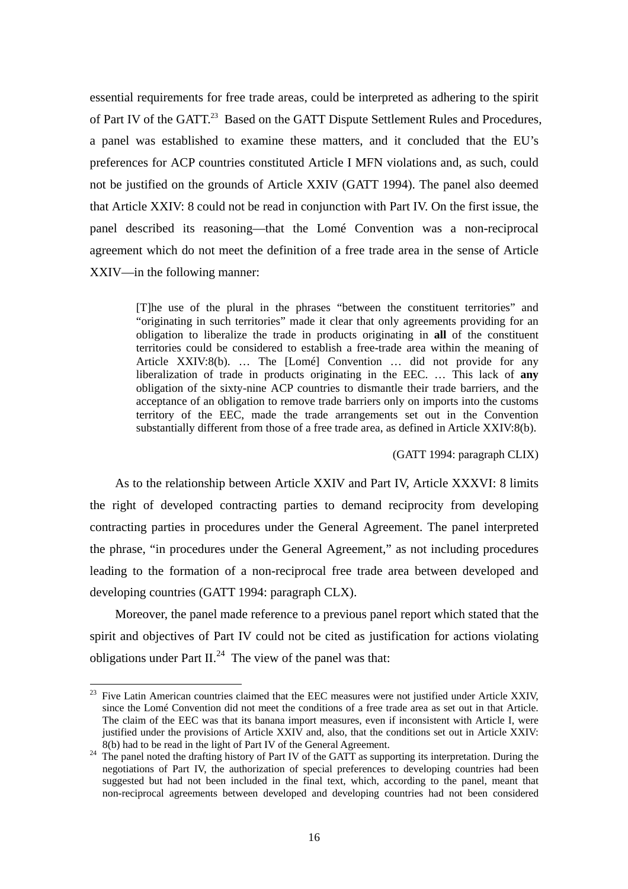essential requirements for free trade areas, could be interpreted as adhering to the spirit of Part IV of the GATT.[23] Based on the GATT Dispute Settlement Rules and Procedures, a panel was established to examine these matters, and it concluded that the EU's preferences for ACP countries constituted Article I MFN violations and, as such, could not be justified on the grounds of Article XXIV (GATT 1994). The panel also deemed that Article XXIV: 8 could not be read in conjunction with Part IV. On the first issue, the panel described its reasoning—that the Lomé Convention was a non-reciprocal agreement which do not meet the definition of a free trade area in the sense of Article XXIV—in the following manner:

> [T]he use of the plural in the phrases "between the constituent territories" and "originating in such territories" made it clear that only agreements providing for an obligation to liberalize the trade in products originating in **all** of the constituent territories could be considered to establish a free-trade area within the meaning of Article XXIV:8(b). … The [Lomé] Convention … did not provide for any liberalization of trade in products originating in the EEC. … This lack of **any** obligation of the sixty-nine ACP countries to dismantle their trade barriers, and the acceptance of an obligation to remove trade barriers only on imports into the customs territory of the EEC, made the trade arrangements set out in the Convention substantially different from those of a free trade area, as defined in Article XXIV:8(b).
>
> (GATT 1994: paragraph CLIX)

As to the relationship between Article XXIV and Part IV, Article XXXVI: 8 limits the right of developed contracting parties to demand reciprocity from developing contracting parties in procedures under the General Agreement. The panel interpreted the phrase, "in procedures under the General Agreement," as not including procedures leading to the formation of a non-reciprocal free trade area between developed and developing countries (GATT 1994: paragraph CLX).

Moreover, the panel made reference to a previous panel report which stated that the spirit and objectives of Part IV could not be cited as justification for actions violating obligations under Part II.[24] The view of the panel was that:

---

[23] Five Latin American countries claimed that the EEC measures were not justified under Article XXIV, since the Lomé Convention did not meet the conditions of a free trade area as set out in that Article. The claim of the EEC was that its banana import measures, even if inconsistent with Article I, were justified under the provisions of Article XXIV and, also, that the conditions set out in Article XXIV: 8(b) had to be read in the light of Part IV of the General Agreement.

[24] The panel noted the drafting history of Part IV of the GATT as supporting its interpretation. During the negotiations of Part IV, the authorization of special preferences to developing countries had been suggested but had not been included in the final text, which, according to the panel, meant that non-reciprocal agreements between developed and developing countries had not been considered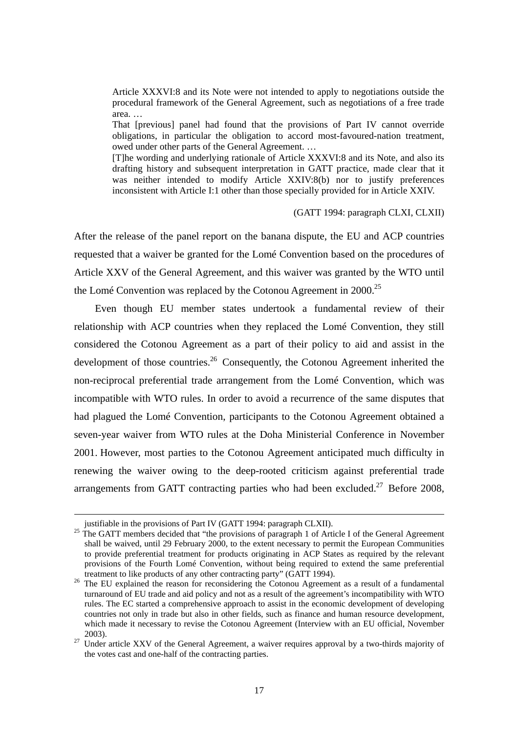> Article XXXVI:8 and its Note were not intended to apply to negotiations outside the procedural framework of the General Agreement, such as negotiations of a free trade area. …
>
> That [previous] panel had found that the provisions of Part IV cannot override obligations, in particular the obligation to accord most-favoured-nation treatment, owed under other parts of the General Agreement. …
>
> [T]he wording and underlying rationale of Article XXXVI:8 and its Note, and also its drafting history and subsequent interpretation in GATT practice, made clear that it was neither intended to modify Article XXIV:8(b) nor to justify preferences inconsistent with Article I:1 other than those specially provided for in Article XXIV.
>
> (GATT 1994: paragraph CLXI, CLXII)

After the release of the panel report on the banana dispute, the EU and ACP countries requested that a waiver be granted for the Lomé Convention based on the procedures of Article XXV of the General Agreement, and this waiver was granted by the WTO until the Lomé Convention was replaced by the Cotonou Agreement in 2000.[25]

Even though EU member states undertook a fundamental review of their relationship with ACP countries when they replaced the Lomé Convention, they still considered the Cotonou Agreement as a part of their policy to aid and assist in the development of those countries.[26] Consequently, the Cotonou Agreement inherited the non-reciprocal preferential trade arrangement from the Lomé Convention, which was incompatible with WTO rules. In order to avoid a recurrence of the same disputes that had plagued the Lomé Convention, participants to the Cotonou Agreement obtained a seven-year waiver from WTO rules at the Doha Ministerial Conference in November 2001. However, most parties to the Cotonou Agreement anticipated much difficulty in renewing the waiver owing to the deep-rooted criticism against preferential trade arrangements from GATT contracting parties who had been excluded.[27] Before 2008,

---

justifiable in the provisions of Part IV (GATT 1994: paragraph CLXII).

[25] The GATT members decided that "the provisions of paragraph 1 of Article I of the General Agreement shall be waived, until 29 February 2000, to the extent necessary to permit the European Communities to provide preferential treatment for products originating in ACP States as required by the relevant provisions of the Fourth Lomé Convention, without being required to extend the same preferential treatment to like products of any other contracting party" (GATT 1994).

[26] The EU explained the reason for reconsidering the Cotonou Agreement as a result of a fundamental turnaround of EU trade and aid policy and not as a result of the agreement's incompatibility with WTO rules. The EC started a comprehensive approach to assist in the economic development of developing countries not only in trade but also in other fields, such as finance and human resource development, which made it necessary to revise the Cotonou Agreement (Interview with an EU official, November 2003).

[27] Under article XXV of the General Agreement, a waiver requires approval by a two-thirds majority of the votes cast and one-half of the contracting parties.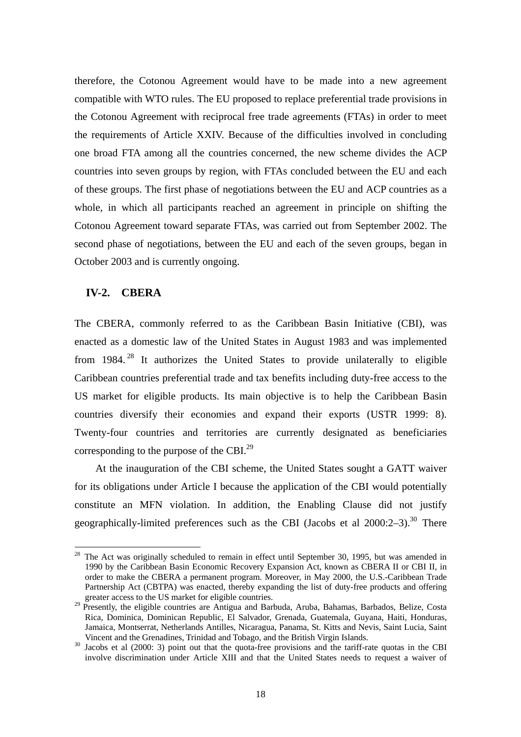therefore, the Cotonou Agreement would have to be made into a new agreement compatible with WTO rules. The EU proposed to replace preferential trade provisions in the Cotonou Agreement with reciprocal free trade agreements (FTAs) in order to meet the requirements of Article XXIV. Because of the difficulties involved in concluding one broad FTA among all the countries concerned, the new scheme divides the ACP countries into seven groups by region, with FTAs concluded between the EU and each of these groups. The first phase of negotiations between the EU and ACP countries as a whole, in which all participants reached an agreement in principle on shifting the Cotonou Agreement toward separate FTAs, was carried out from September 2002. The second phase of negotiations, between the EU and each of the seven groups, began in October 2003 and is currently ongoing.

### IV-2. CBERA

The CBERA, commonly referred to as the Caribbean Basin Initiative (CBI), was enacted as a domestic law of the United States in August 1983 and was implemented from 1984.[28] It authorizes the United States to provide unilaterally to eligible Caribbean countries preferential trade and tax benefits including duty-free access to the US market for eligible products. Its main objective is to help the Caribbean Basin countries diversify their economies and expand their exports (USTR 1999: 8). Twenty-four countries and territories are currently designated as beneficiaries corresponding to the purpose of the CBI.[29]

At the inauguration of the CBI scheme, the United States sought a GATT waiver for its obligations under Article I because the application of the CBI would potentially constitute an MFN violation. In addition, the Enabling Clause did not justify geographically-limited preferences such as the CBI (Jacobs et al 2000:2–3).[30] There

[28] The Act was originally scheduled to remain in effect until September 30, 1995, but was amended in 1990 by the Caribbean Basin Economic Recovery Expansion Act, known as CBERA II or CBI II, in order to make the CBERA a permanent program. Moreover, in May 2000, the U.S.-Caribbean Trade Partnership Act (CBTPA) was enacted, thereby expanding the list of duty-free products and offering greater access to the US market for eligible countries.

[29] Presently, the eligible countries are Antigua and Barbuda, Aruba, Bahamas, Barbados, Belize, Costa Rica, Dominica, Dominican Republic, El Salvador, Grenada, Guatemala, Guyana, Haiti, Honduras, Jamaica, Montserrat, Netherlands Antilles, Nicaragua, Panama, St. Kitts and Nevis, Saint Lucia, Saint Vincent and the Grenadines, Trinidad and Tobago, and the British Virgin Islands.

[30] Jacobs et al (2000: 3) point out that the quota-free provisions and the tariff-rate quotas in the CBI involve discrimination under Article XIII and that the United States needs to request a waiver of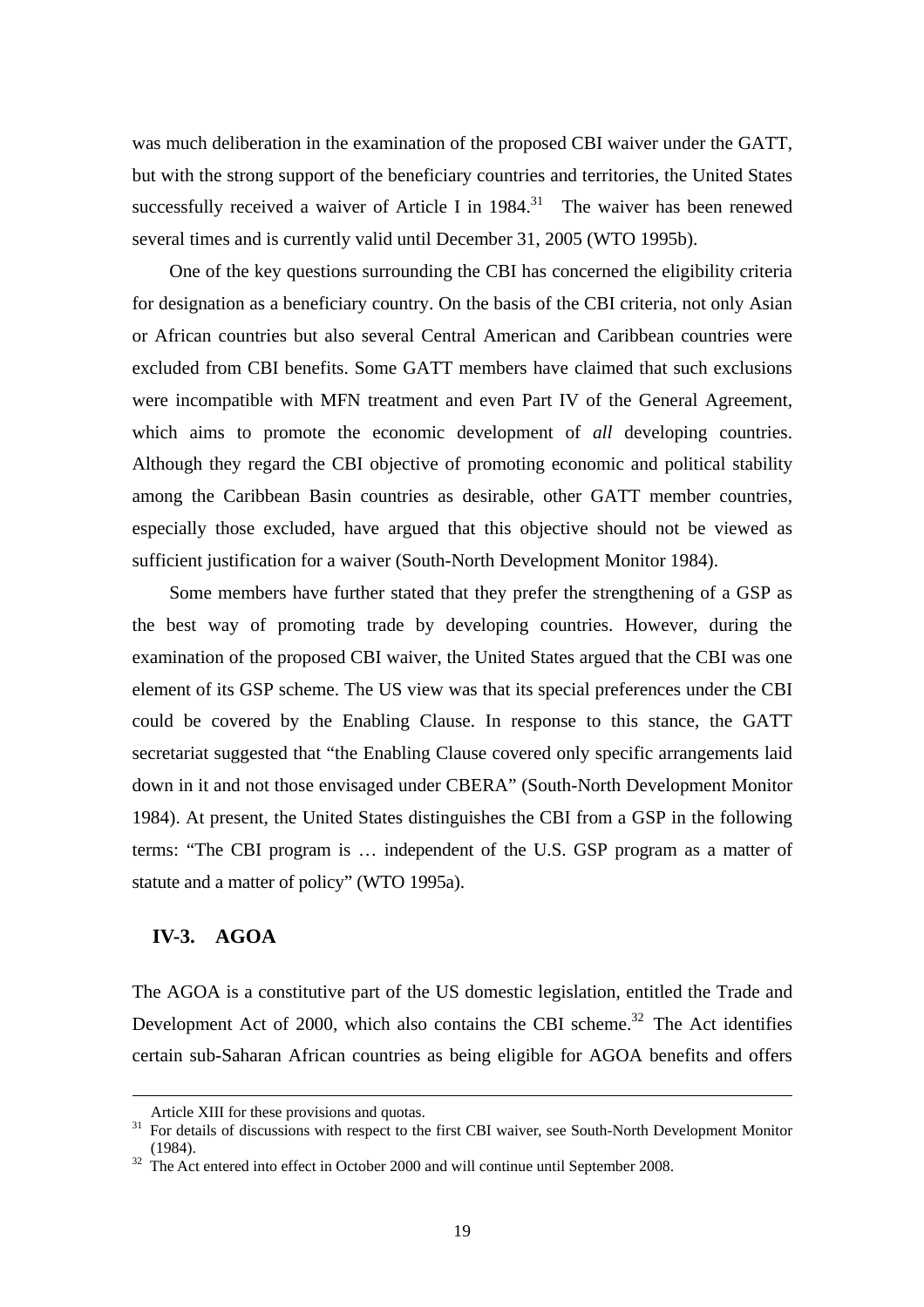was much deliberation in the examination of the proposed CBI waiver under the GATT, but with the strong support of the beneficiary countries and territories, the United States successfully received a waiver of Article I in 1984.[31] The waiver has been renewed several times and is currently valid until December 31, 2005 (WTO 1995b).

One of the key questions surrounding the CBI has concerned the eligibility criteria for designation as a beneficiary country. On the basis of the CBI criteria, not only Asian or African countries but also several Central American and Caribbean countries were excluded from CBI benefits. Some GATT members have claimed that such exclusions were incompatible with MFN treatment and even Part IV of the General Agreement, which aims to promote the economic development of *all* developing countries. Although they regard the CBI objective of promoting economic and political stability among the Caribbean Basin countries as desirable, other GATT member countries, especially those excluded, have argued that this objective should not be viewed as sufficient justification for a waiver (South-North Development Monitor 1984).

Some members have further stated that they prefer the strengthening of a GSP as the best way of promoting trade by developing countries. However, during the examination of the proposed CBI waiver, the United States argued that the CBI was one element of its GSP scheme. The US view was that its special preferences under the CBI could be covered by the Enabling Clause. In response to this stance, the GATT secretariat suggested that "the Enabling Clause covered only specific arrangements laid down in it and not those envisaged under CBERA" (South-North Development Monitor 1984). At present, the United States distinguishes the CBI from a GSP in the following terms: "The CBI program is … independent of the U.S. GSP program as a matter of statute and a matter of policy" (WTO 1995a).

### IV-3. AGOA

The AGOA is a constitutive part of the US domestic legislation, entitled the Trade and Development Act of 2000, which also contains the CBI scheme.[32] The Act identifies certain sub-Saharan African countries as being eligible for AGOA benefits and offers

---

Article XIII for these provisions and quotas.

[31] For details of discussions with respect to the first CBI waiver, see South-North Development Monitor (1984).

[32] The Act entered into effect in October 2000 and will continue until September 2008.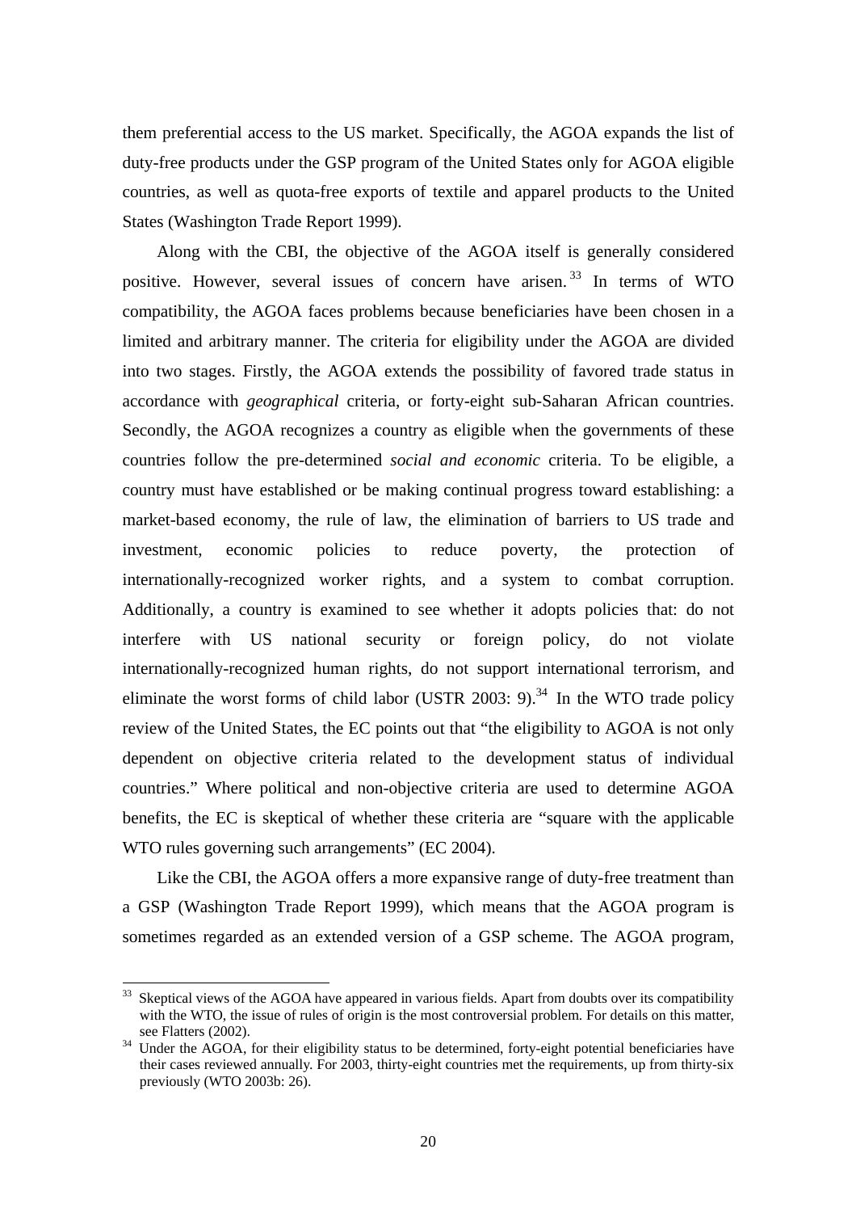them preferential access to the US market. Specifically, the AGOA expands the list of duty-free products under the GSP program of the United States only for AGOA eligible countries, as well as quota-free exports of textile and apparel products to the United States (Washington Trade Report 1999).

Along with the CBI, the objective of the AGOA itself is generally considered positive. However, several issues of concern have arisen.[33] In terms of WTO compatibility, the AGOA faces problems because beneficiaries have been chosen in a limited and arbitrary manner. The criteria for eligibility under the AGOA are divided into two stages. Firstly, the AGOA extends the possibility of favored trade status in accordance with *geographical* criteria, or forty-eight sub-Saharan African countries. Secondly, the AGOA recognizes a country as eligible when the governments of these countries follow the pre-determined *social and economic* criteria. To be eligible, a country must have established or be making continual progress toward establishing: a market-based economy, the rule of law, the elimination of barriers to US trade and investment, economic policies to reduce poverty, the protection of internationally-recognized worker rights, and a system to combat corruption. Additionally, a country is examined to see whether it adopts policies that: do not interfere with US national security or foreign policy, do not violate internationally-recognized human rights, do not support international terrorism, and eliminate the worst forms of child labor (USTR 2003: 9).[34] In the WTO trade policy review of the United States, the EC points out that "the eligibility to AGOA is not only dependent on objective criteria related to the development status of individual countries." Where political and non-objective criteria are used to determine AGOA benefits, the EC is skeptical of whether these criteria are "square with the applicable WTO rules governing such arrangements" (EC 2004).

Like the CBI, the AGOA offers a more expansive range of duty-free treatment than a GSP (Washington Trade Report 1999), which means that the AGOA program is sometimes regarded as an extended version of a GSP scheme. The AGOA program,

---

[33] Skeptical views of the AGOA have appeared in various fields. Apart from doubts over its compatibility with the WTO, the issue of rules of origin is the most controversial problem. For details on this matter, see Flatters (2002).

[34] Under the AGOA, for their eligibility status to be determined, forty-eight potential beneficiaries have their cases reviewed annually. For 2003, thirty-eight countries met the requirements, up from thirty-six previously (WTO 2003b: 26).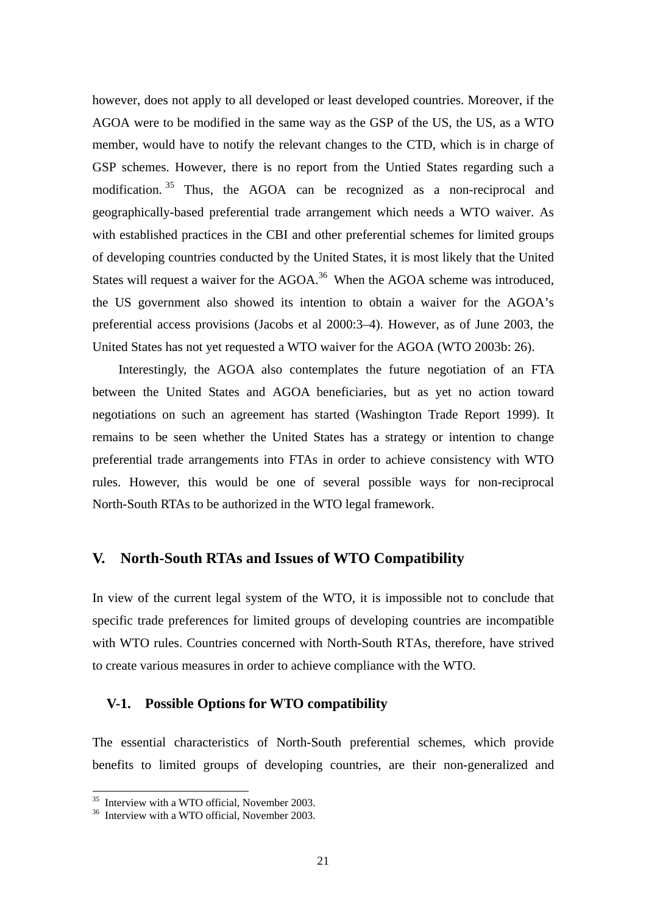however, does not apply to all developed or least developed countries. Moreover, if the AGOA were to be modified in the same way as the GSP of the US, the US, as a WTO member, would have to notify the relevant changes to the CTD, which is in charge of GSP schemes. However, there is no report from the Untied States regarding such a modification.[35] Thus, the AGOA can be recognized as a non-reciprocal and geographically-based preferential trade arrangement which needs a WTO waiver. As with established practices in the CBI and other preferential schemes for limited groups of developing countries conducted by the United States, it is most likely that the United States will request a waiver for the AGOA.[36] When the AGOA scheme was introduced, the US government also showed its intention to obtain a waiver for the AGOA's preferential access provisions (Jacobs et al 2000:3–4). However, as of June 2003, the United States has not yet requested a WTO waiver for the AGOA (WTO 2003b: 26).

Interestingly, the AGOA also contemplates the future negotiation of an FTA between the United States and AGOA beneficiaries, but as yet no action toward negotiations on such an agreement has started (Washington Trade Report 1999). It remains to be seen whether the United States has a strategy or intention to change preferential trade arrangements into FTAs in order to achieve consistency with WTO rules. However, this would be one of several possible ways for non-reciprocal North-South RTAs to be authorized in the WTO legal framework.

## V. North-South RTAs and Issues of WTO Compatibility

In view of the current legal system of the WTO, it is impossible not to conclude that specific trade preferences for limited groups of developing countries are incompatible with WTO rules. Countries concerned with North-South RTAs, therefore, have strived to create various measures in order to achieve compliance with the WTO.

### V-1. Possible Options for WTO compatibility

The essential characteristics of North-South preferential schemes, which provide benefits to limited groups of developing countries, are their non-generalized and

---

[35] Interview with a WTO official, November 2003.

[36] Interview with a WTO official, November 2003.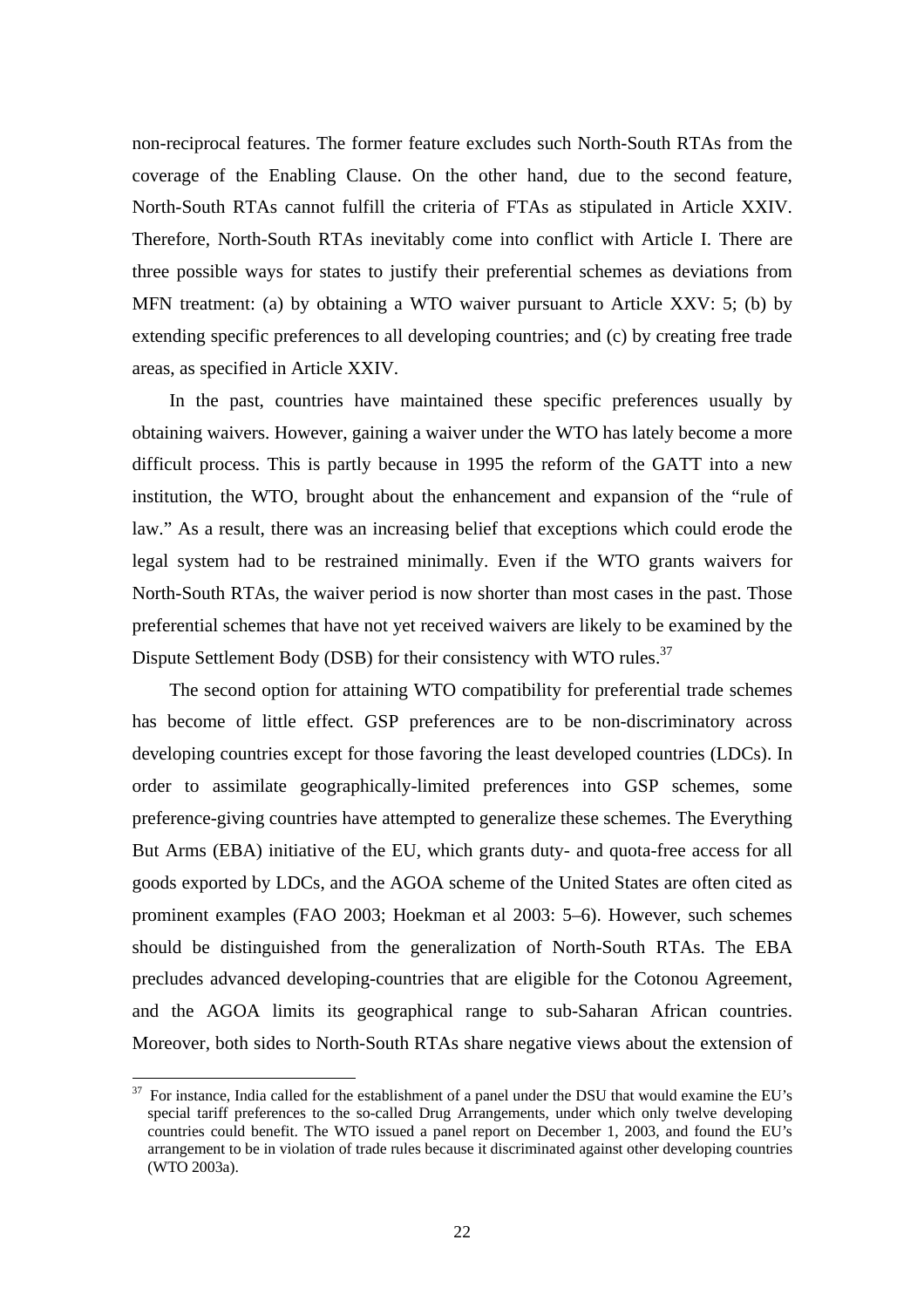non-reciprocal features. The former feature excludes such North-South RTAs from the coverage of the Enabling Clause. On the other hand, due to the second feature, North-South RTAs cannot fulfill the criteria of FTAs as stipulated in Article XXIV. Therefore, North-South RTAs inevitably come into conflict with Article I. There are three possible ways for states to justify their preferential schemes as deviations from MFN treatment: (a) by obtaining a WTO waiver pursuant to Article XXV: 5; (b) by extending specific preferences to all developing countries; and (c) by creating free trade areas, as specified in Article XXIV.

In the past, countries have maintained these specific preferences usually by obtaining waivers. However, gaining a waiver under the WTO has lately become a more difficult process. This is partly because in 1995 the reform of the GATT into a new institution, the WTO, brought about the enhancement and expansion of the "rule of law." As a result, there was an increasing belief that exceptions which could erode the legal system had to be restrained minimally. Even if the WTO grants waivers for North-South RTAs, the waiver period is now shorter than most cases in the past. Those preferential schemes that have not yet received waivers are likely to be examined by the Dispute Settlement Body (DSB) for their consistency with WTO rules.[37]

The second option for attaining WTO compatibility for preferential trade schemes has become of little effect. GSP preferences are to be non-discriminatory across developing countries except for those favoring the least developed countries (LDCs). In order to assimilate geographically-limited preferences into GSP schemes, some preference-giving countries have attempted to generalize these schemes. The Everything But Arms (EBA) initiative of the EU, which grants duty- and quota-free access for all goods exported by LDCs, and the AGOA scheme of the United States are often cited as prominent examples (FAO 2003; Hoekman et al 2003: 5–6). However, such schemes should be distinguished from the generalization of North-South RTAs. The EBA precludes advanced developing-countries that are eligible for the Cotonou Agreement, and the AGOA limits its geographical range to sub-Saharan African countries. Moreover, both sides to North-South RTAs share negative views about the extension of

[37] For instance, India called for the establishment of a panel under the DSU that would examine the EU's special tariff preferences to the so-called Drug Arrangements, under which only twelve developing countries could benefit. The WTO issued a panel report on December 1, 2003, and found the EU's arrangement to be in violation of trade rules because it discriminated against other developing countries (WTO 2003a).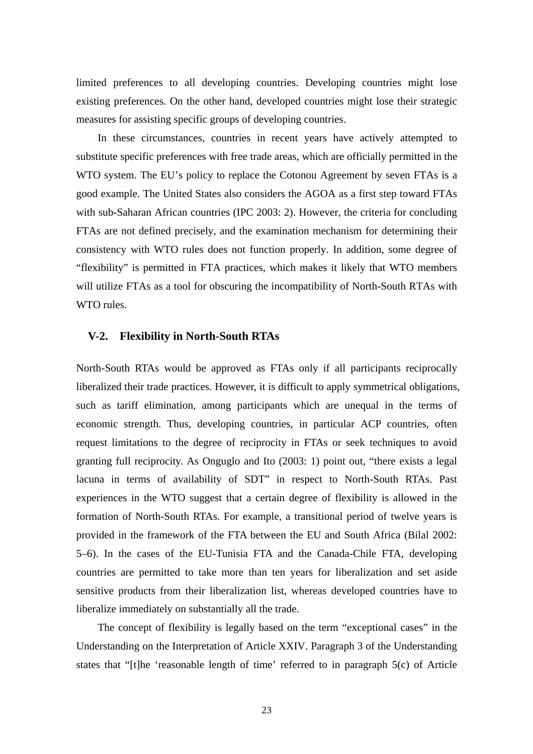limited preferences to all developing countries. Developing countries might lose existing preferences. On the other hand, developed countries might lose their strategic measures for assisting specific groups of developing countries.

In these circumstances, countries in recent years have actively attempted to substitute specific preferences with free trade areas, which are officially permitted in the WTO system. The EU's policy to replace the Cotonou Agreement by seven FTAs is a good example. The United States also considers the AGOA as a first step toward FTAs with sub-Saharan African countries (IPC 2003: 2). However, the criteria for concluding FTAs are not defined precisely, and the examination mechanism for determining their consistency with WTO rules does not function properly. In addition, some degree of "flexibility" is permitted in FTA practices, which makes it likely that WTO members will utilize FTAs as a tool for obscuring the incompatibility of North-South RTAs with WTO rules.

### V-2. Flexibility in North-South RTAs

North-South RTAs would be approved as FTAs only if all participants reciprocally liberalized their trade practices. However, it is difficult to apply symmetrical obligations, such as tariff elimination, among participants which are unequal in the terms of economic strength. Thus, developing countries, in particular ACP countries, often request limitations to the degree of reciprocity in FTAs or seek techniques to avoid granting full reciprocity. As Onguglo and Ito (2003: 1) point out, "there exists a legal lacuna in terms of availability of SDT" in respect to North-South RTAs. Past experiences in the WTO suggest that a certain degree of flexibility is allowed in the formation of North-South RTAs. For example, a transitional period of twelve years is provided in the framework of the FTA between the EU and South Africa (Bilal 2002: 5–6). In the cases of the EU-Tunisia FTA and the Canada-Chile FTA, developing countries are permitted to take more than ten years for liberalization and set aside sensitive products from their liberalization list, whereas developed countries have to liberalize immediately on substantially all the trade.

The concept of flexibility is legally based on the term "exceptional cases" in the Understanding on the Interpretation of Article XXIV. Paragraph 3 of the Understanding states that "[t]he 'reasonable length of time' referred to in paragraph 5(c) of Article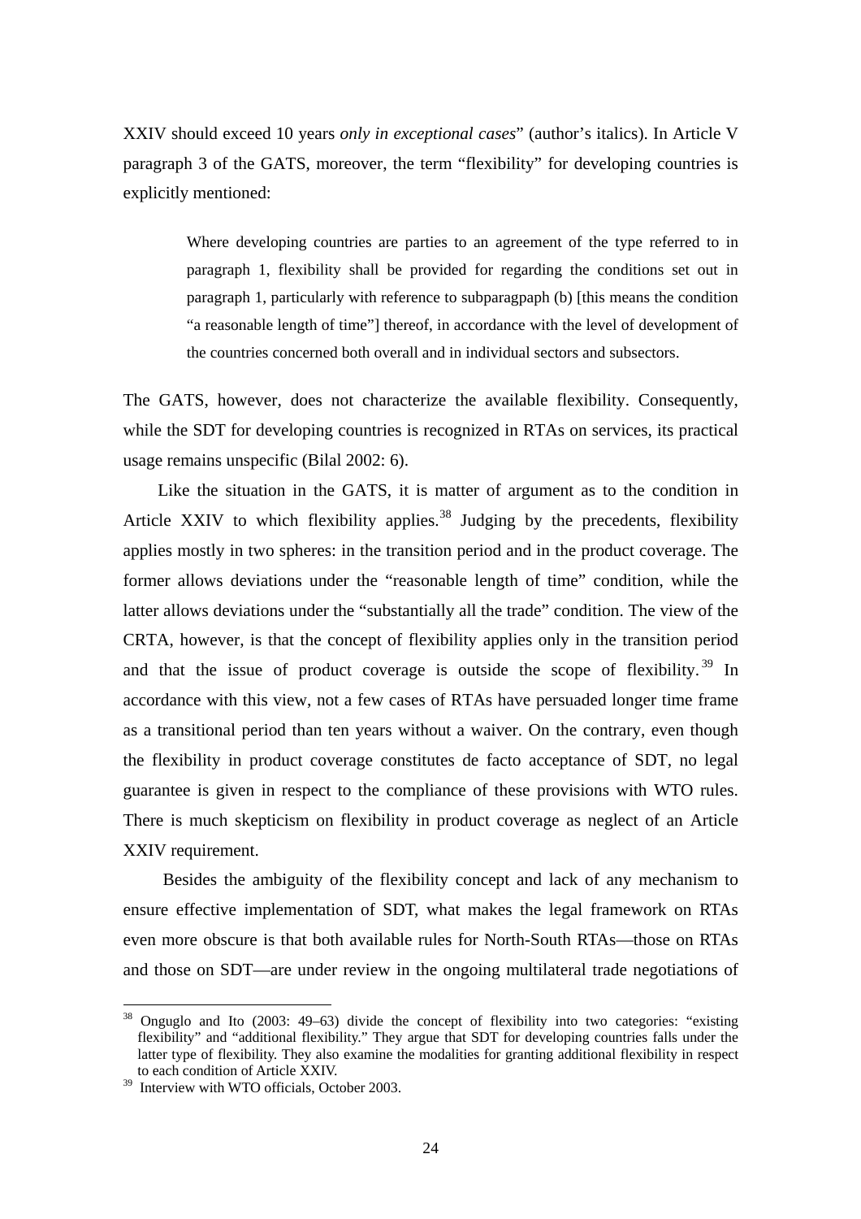XXIV should exceed 10 years *only in exceptional cases*” (author’s italics). In Article V paragraph 3 of the GATS, moreover, the term “flexibility” for developing countries is explicitly mentioned:

> Where developing countries are parties to an agreement of the type referred to in paragraph 1, flexibility shall be provided for regarding the conditions set out in paragraph 1, particularly with reference to subparagpaph (b) [this means the condition “a reasonable length of time”] thereof, in accordance with the level of development of the countries concerned both overall and in individual sectors and subsectors.

The GATS, however, does not characterize the available flexibility. Consequently, while the SDT for developing countries is recognized in RTAs on services, its practical usage remains unspecific (Bilal 2002: 6).

Like the situation in the GATS, it is matter of argument as to the condition in Article XXIV to which flexibility applies.[38] Judging by the precedents, flexibility applies mostly in two spheres: in the transition period and in the product coverage. The former allows deviations under the “reasonable length of time” condition, while the latter allows deviations under the “substantially all the trade” condition. The view of the CRTA, however, is that the concept of flexibility applies only in the transition period and that the issue of product coverage is outside the scope of flexibility.[39] In accordance with this view, not a few cases of RTAs have persuaded longer time frame as a transitional period than ten years without a waiver. On the contrary, even though the flexibility in product coverage constitutes de facto acceptance of SDT, no legal guarantee is given in respect to the compliance of these provisions with WTO rules. There is much skepticism on flexibility in product coverage as neglect of an Article XXIV requirement.

Besides the ambiguity of the flexibility concept and lack of any mechanism to ensure effective implementation of SDT, what makes the legal framework on RTAs even more obscure is that both available rules for North-South RTAs—those on RTAs and those on SDT—are under review in the ongoing multilateral trade negotiations of

---

[38] Onguglo and Ito (2003: 49–63) divide the concept of flexibility into two categories: “existing flexibility” and “additional flexibility.” They argue that SDT for developing countries falls under the latter type of flexibility. They also examine the modalities for granting additional flexibility in respect to each condition of Article XXIV.

[39] Interview with WTO officials, October 2003.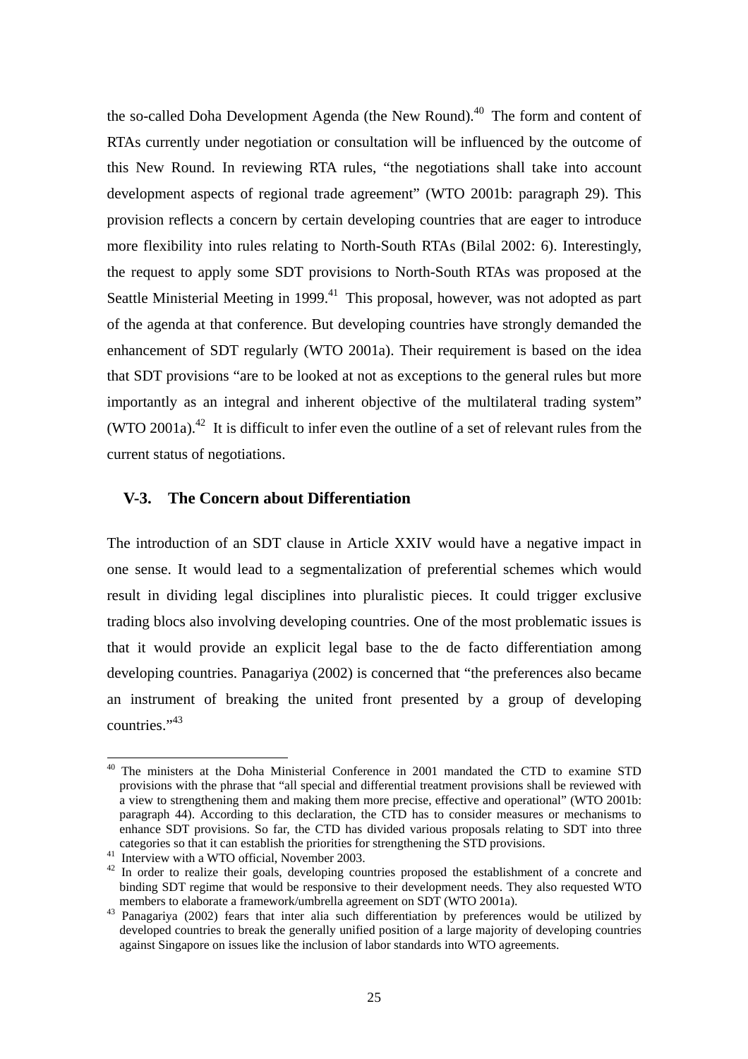the so-called Doha Development Agenda (the New Round).[40] The form and content of RTAs currently under negotiation or consultation will be influenced by the outcome of this New Round. In reviewing RTA rules, "the negotiations shall take into account development aspects of regional trade agreement" (WTO 2001b: paragraph 29). This provision reflects a concern by certain developing countries that are eager to introduce more flexibility into rules relating to North-South RTAs (Bilal 2002: 6). Interestingly, the request to apply some SDT provisions to North-South RTAs was proposed at the Seattle Ministerial Meeting in 1999.[41] This proposal, however, was not adopted as part of the agenda at that conference. But developing countries have strongly demanded the enhancement of SDT regularly (WTO 2001a). Their requirement is based on the idea that SDT provisions "are to be looked at not as exceptions to the general rules but more importantly as an integral and inherent objective of the multilateral trading system" (WTO 2001a).[42] It is difficult to infer even the outline of a set of relevant rules from the current status of negotiations.

### V-3. The Concern about Differentiation

The introduction of an SDT clause in Article XXIV would have a negative impact in one sense. It would lead to a segmentalization of preferential schemes which would result in dividing legal disciplines into pluralistic pieces. It could trigger exclusive trading blocs also involving developing countries. One of the most problematic issues is that it would provide an explicit legal base to the de facto differentiation among developing countries. Panagariya (2002) is concerned that "the preferences also became an instrument of breaking the united front presented by a group of developing countries."[43]

---

[40] The ministers at the Doha Ministerial Conference in 2001 mandated the CTD to examine STD provisions with the phrase that "all special and differential treatment provisions shall be reviewed with a view to strengthening them and making them more precise, effective and operational" (WTO 2001b: paragraph 44). According to this declaration, the CTD has to consider measures or mechanisms to enhance SDT provisions. So far, the CTD has divided various proposals relating to SDT into three categories so that it can establish the priorities for strengthening the STD provisions.

[41] Interview with a WTO official, November 2003.

[42] In order to realize their goals, developing countries proposed the establishment of a concrete and binding SDT regime that would be responsive to their development needs. They also requested WTO members to elaborate a framework/umbrella agreement on SDT (WTO 2001a).

[43] Panagariya (2002) fears that inter alia such differentiation by preferences would be utilized by developed countries to break the generally unified position of a large majority of developing countries against Singapore on issues like the inclusion of labor standards into WTO agreements.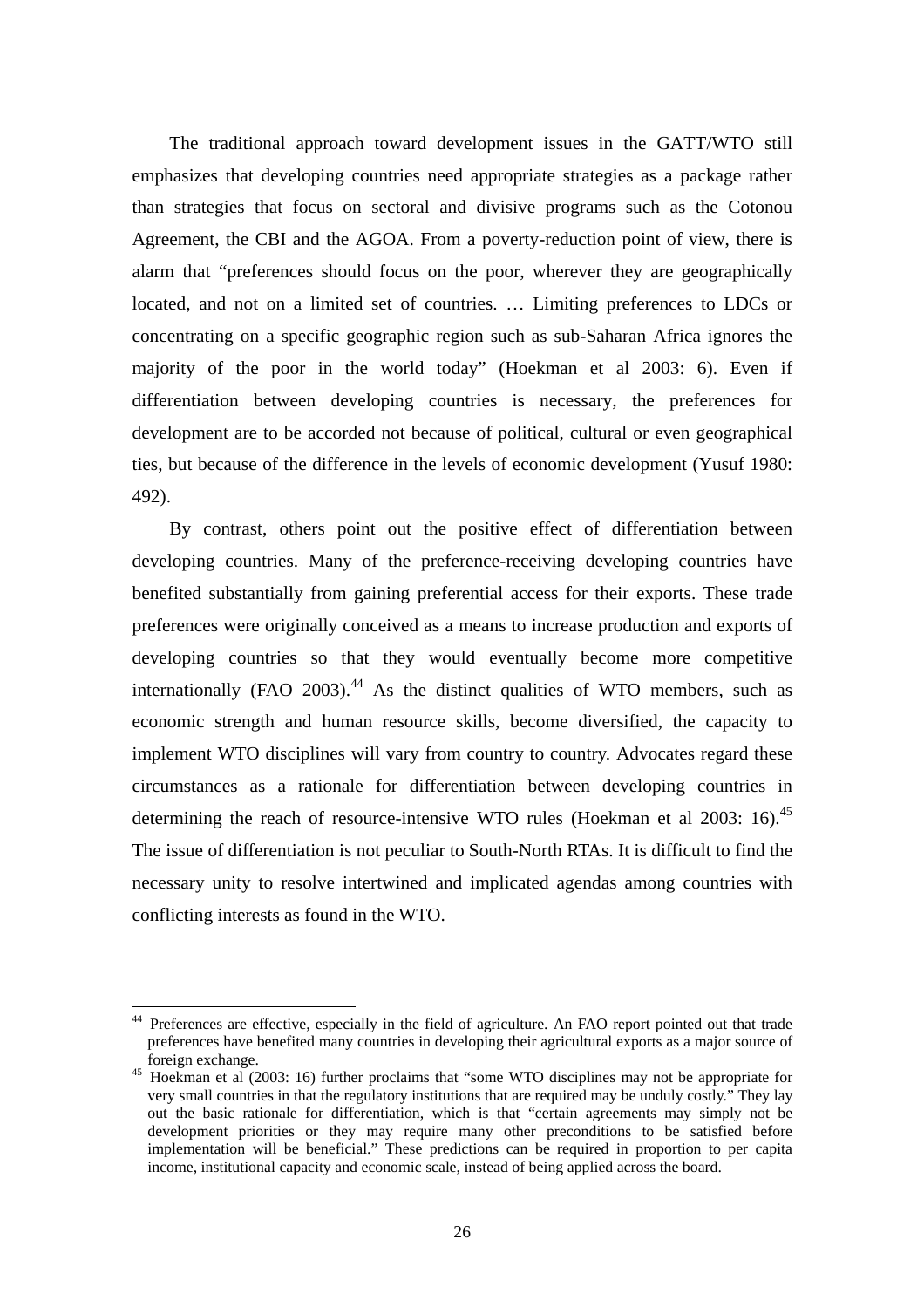The traditional approach toward development issues in the GATT/WTO still emphasizes that developing countries need appropriate strategies as a package rather than strategies that focus on sectoral and divisive programs such as the Cotonou Agreement, the CBI and the AGOA. From a poverty-reduction point of view, there is alarm that "preferences should focus on the poor, wherever they are geographically located, and not on a limited set of countries. … Limiting preferences to LDCs or concentrating on a specific geographic region such as sub-Saharan Africa ignores the majority of the poor in the world today" (Hoekman et al 2003: 6). Even if differentiation between developing countries is necessary, the preferences for development are to be accorded not because of political, cultural or even geographical ties, but because of the difference in the levels of economic development (Yusuf 1980: 492).

By contrast, others point out the positive effect of differentiation between developing countries. Many of the preference-receiving developing countries have benefited substantially from gaining preferential access for their exports. These trade preferences were originally conceived as a means to increase production and exports of developing countries so that they would eventually become more competitive internationally (FAO 2003).[44] As the distinct qualities of WTO members, such as economic strength and human resource skills, become diversified, the capacity to implement WTO disciplines will vary from country to country. Advocates regard these circumstances as a rationale for differentiation between developing countries in determining the reach of resource-intensive WTO rules (Hoekman et al 2003: 16).[45] The issue of differentiation is not peculiar to South-North RTAs. It is difficult to find the necessary unity to resolve intertwined and implicated agendas among countries with conflicting interests as found in the WTO.

---

[44] Preferences are effective, especially in the field of agriculture. An FAO report pointed out that trade preferences have benefited many countries in developing their agricultural exports as a major source of foreign exchange.

[45] Hoekman et al (2003: 16) further proclaims that "some WTO disciplines may not be appropriate for very small countries in that the regulatory institutions that are required may be unduly costly." They lay out the basic rationale for differentiation, which is that "certain agreements may simply not be development priorities or they may require many other preconditions to be satisfied before implementation will be beneficial." These predictions can be required in proportion to per capita income, institutional capacity and economic scale, instead of being applied across the board.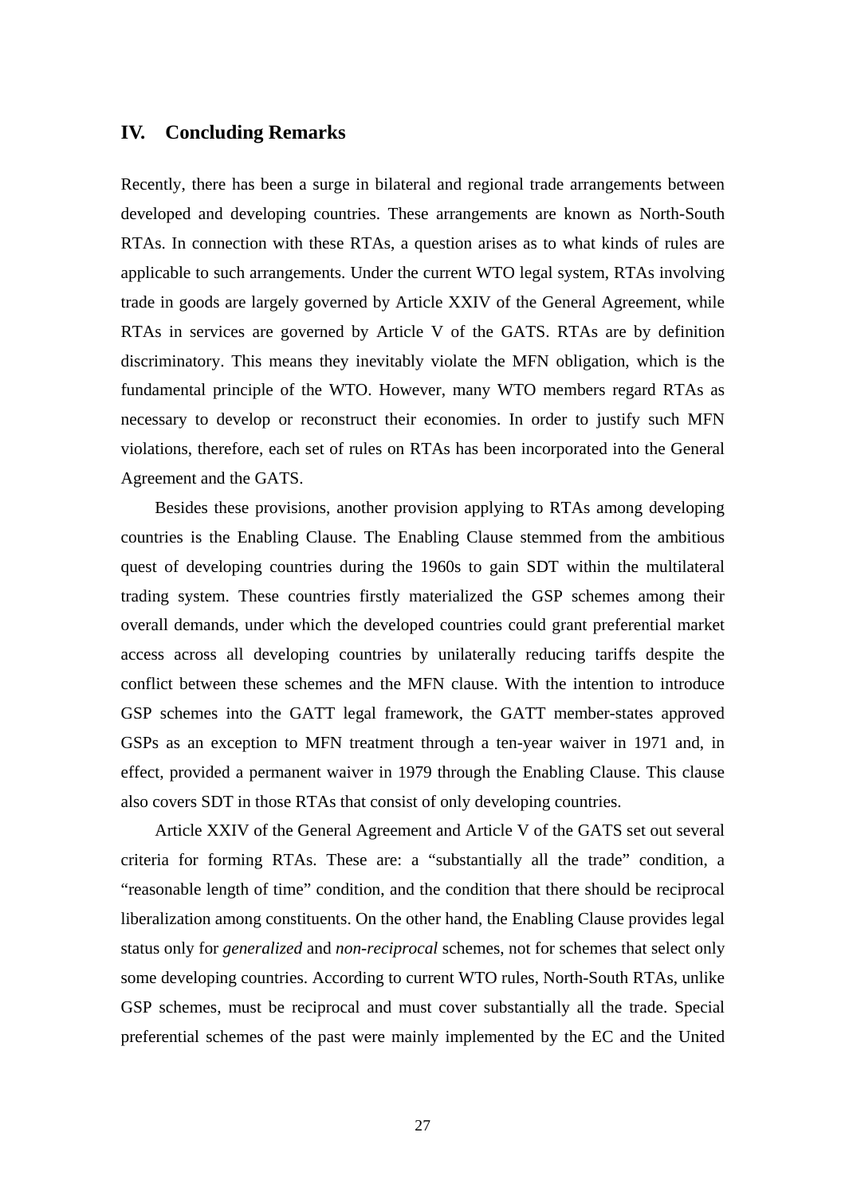## IV. Concluding Remarks

Recently, there has been a surge in bilateral and regional trade arrangements between developed and developing countries. These arrangements are known as North-South RTAs. In connection with these RTAs, a question arises as to what kinds of rules are applicable to such arrangements. Under the current WTO legal system, RTAs involving trade in goods are largely governed by Article XXIV of the General Agreement, while RTAs in services are governed by Article V of the GATS. RTAs are by definition discriminatory. This means they inevitably violate the MFN obligation, which is the fundamental principle of the WTO. However, many WTO members regard RTAs as necessary to develop or reconstruct their economies. In order to justify such MFN violations, therefore, each set of rules on RTAs has been incorporated into the General Agreement and the GATS.

Besides these provisions, another provision applying to RTAs among developing countries is the Enabling Clause. The Enabling Clause stemmed from the ambitious quest of developing countries during the 1960s to gain SDT within the multilateral trading system. These countries firstly materialized the GSP schemes among their overall demands, under which the developed countries could grant preferential market access across all developing countries by unilaterally reducing tariffs despite the conflict between these schemes and the MFN clause. With the intention to introduce GSP schemes into the GATT legal framework, the GATT member-states approved GSPs as an exception to MFN treatment through a ten-year waiver in 1971 and, in effect, provided a permanent waiver in 1979 through the Enabling Clause. This clause also covers SDT in those RTAs that consist of only developing countries.

Article XXIV of the General Agreement and Article V of the GATS set out several criteria for forming RTAs. These are: a "substantially all the trade" condition, a "reasonable length of time" condition, and the condition that there should be reciprocal liberalization among constituents. On the other hand, the Enabling Clause provides legal status only for *generalized* and *non-reciprocal* schemes, not for schemes that select only some developing countries. According to current WTO rules, North-South RTAs, unlike GSP schemes, must be reciprocal and must cover substantially all the trade. Special preferential schemes of the past were mainly implemented by the EC and the United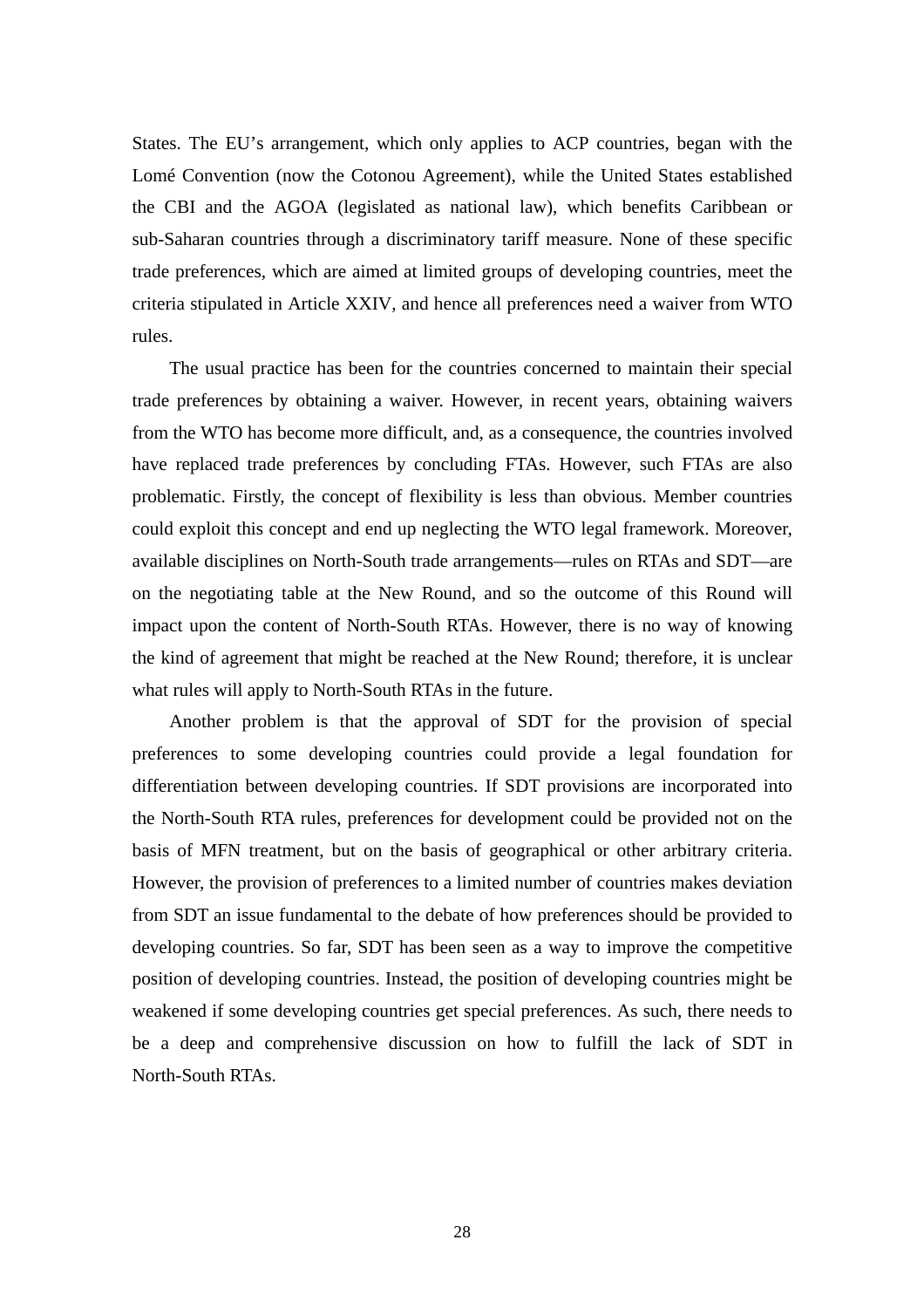States. The EU's arrangement, which only applies to ACP countries, began with the Lomé Convention (now the Cotonou Agreement), while the United States established the CBI and the AGOA (legislated as national law), which benefits Caribbean or sub-Saharan countries through a discriminatory tariff measure. None of these specific trade preferences, which are aimed at limited groups of developing countries, meet the criteria stipulated in Article XXIV, and hence all preferences need a waiver from WTO rules.

The usual practice has been for the countries concerned to maintain their special trade preferences by obtaining a waiver. However, in recent years, obtaining waivers from the WTO has become more difficult, and, as a consequence, the countries involved have replaced trade preferences by concluding FTAs. However, such FTAs are also problematic. Firstly, the concept of flexibility is less than obvious. Member countries could exploit this concept and end up neglecting the WTO legal framework. Moreover, available disciplines on North-South trade arrangements—rules on RTAs and SDT—are on the negotiating table at the New Round, and so the outcome of this Round will impact upon the content of North-South RTAs. However, there is no way of knowing the kind of agreement that might be reached at the New Round; therefore, it is unclear what rules will apply to North-South RTAs in the future.

Another problem is that the approval of SDT for the provision of special preferences to some developing countries could provide a legal foundation for differentiation between developing countries. If SDT provisions are incorporated into the North-South RTA rules, preferences for development could be provided not on the basis of MFN treatment, but on the basis of geographical or other arbitrary criteria. However, the provision of preferences to a limited number of countries makes deviation from SDT an issue fundamental to the debate of how preferences should be provided to developing countries. So far, SDT has been seen as a way to improve the competitive position of developing countries. Instead, the position of developing countries might be weakened if some developing countries get special preferences. As such, there needs to be a deep and comprehensive discussion on how to fulfill the lack of SDT in North-South RTAs.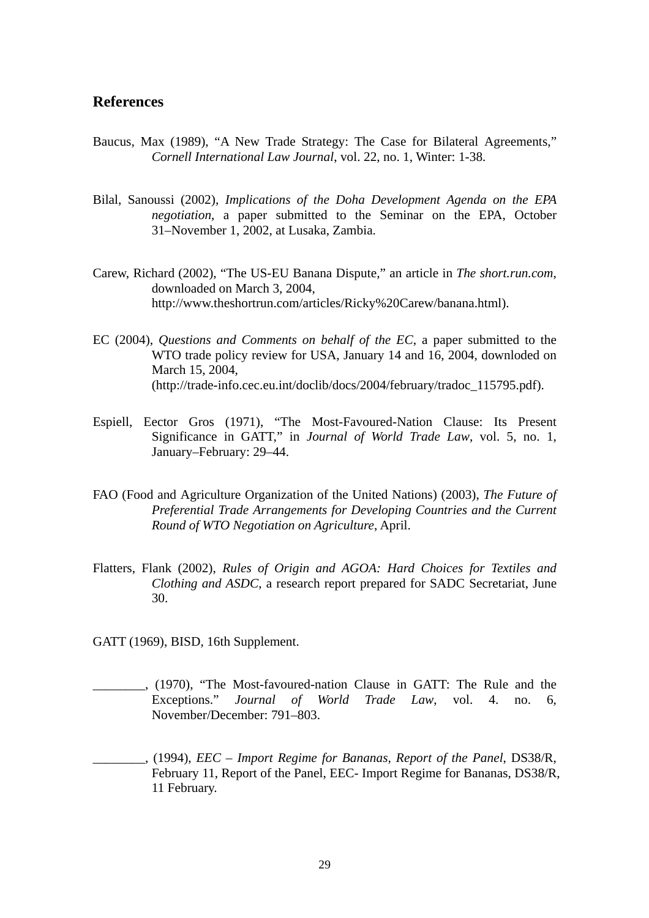## References

Baucus, Max (1989), "A New Trade Strategy: The Case for Bilateral Agreements," *Cornell International Law Journal*, vol. 22, no. 1, Winter: 1-38.

Bilal, Sanoussi (2002), *Implications of the Doha Development Agenda on the EPA negotiation*, a paper submitted to the Seminar on the EPA, October 31–November 1, 2002, at Lusaka, Zambia.

Carew, Richard (2002), "The US-EU Banana Dispute," an article in *The short.run.com*, downloaded on March 3, 2004, http://www.theshortrun.com/articles/Ricky%20Carew/banana.html).

EC (2004), *Questions and Comments on behalf of the EC*, a paper submitted to the WTO trade policy review for USA, January 14 and 16, 2004, downloded on March 15, 2004, (http://trade-info.cec.eu.int/doclib/docs/2004/february/tradoc_115795.pdf).

Espiell, Eector Gros (1971), "The Most-Favoured-Nation Clause: Its Present Significance in GATT," in *Journal of World Trade Law*, vol. 5, no. 1, January–February: 29–44.

FAO (Food and Agriculture Organization of the United Nations) (2003), *The Future of Preferential Trade Arrangements for Developing Countries and the Current Round of WTO Negotiation on Agriculture*, April.

Flatters, Flank (2002), *Rules of Origin and AGOA: Hard Choices for Textiles and Clothing and ASDC*, a research report prepared for SADC Secretariat, June 30.

GATT (1969), BISD, 16th Supplement.

________, (1970), "The Most-favoured-nation Clause in GATT: The Rule and the Exceptions." *Journal of World Trade Law*, vol. 4. no. 6, November/December: 791–803.

________, (1994), *EEC – Import Regime for Bananas, Report of the Panel*, DS38/R, February 11, Report of the Panel, EEC- Import Regime for Bananas, DS38/R, 11 February.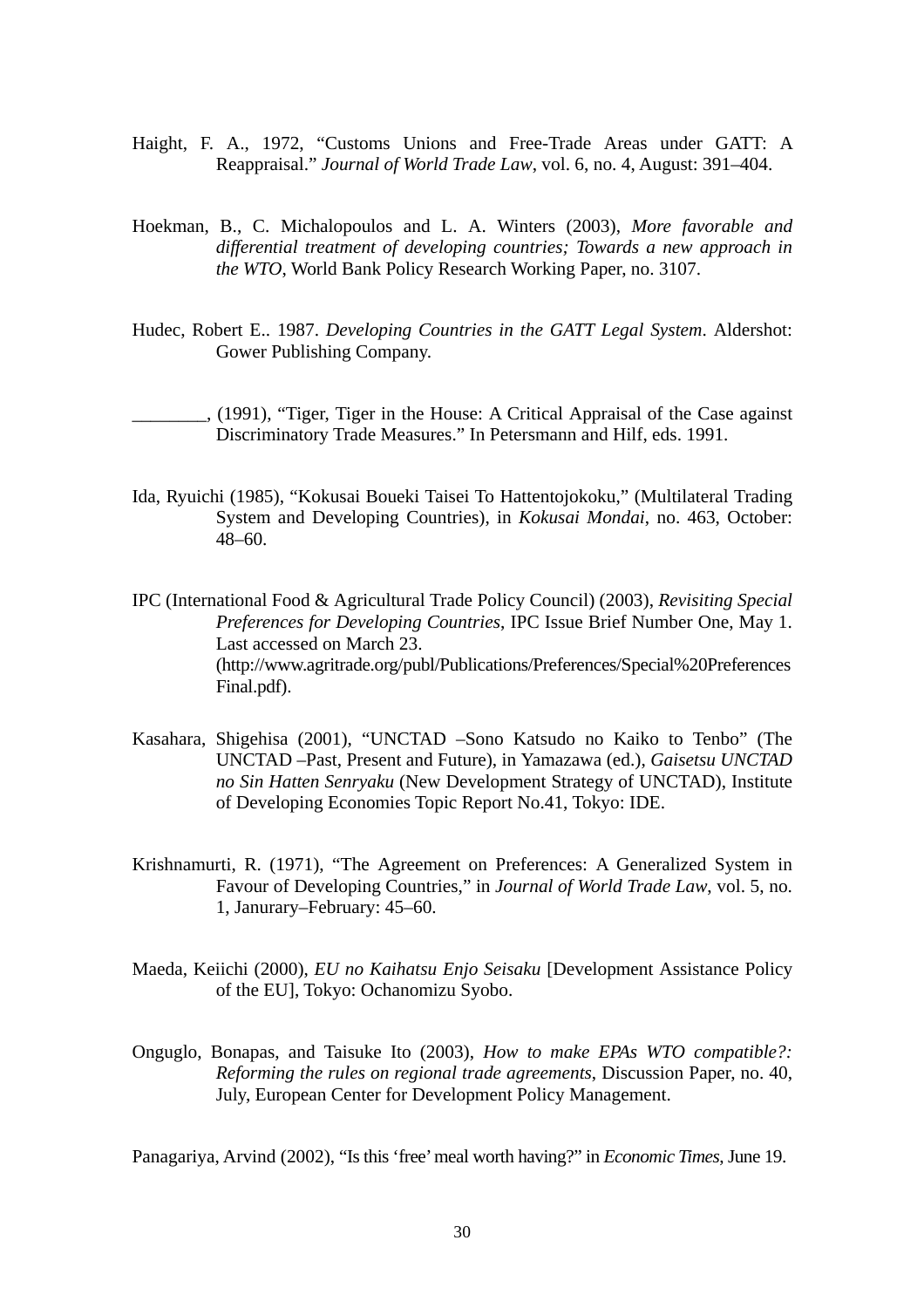Haight, F. A., 1972, "Customs Unions and Free-Trade Areas under GATT: A Reappraisal." *Journal of World Trade Law*, vol. 6, no. 4, August: 391–404.

Hoekman, B., C. Michalopoulos and L. A. Winters (2003), *More favorable and differential treatment of developing countries; Towards a new approach in the WTO*, World Bank Policy Research Working Paper, no. 3107.

Hudec, Robert E.. 1987. *Developing Countries in the GATT Legal System*. Aldershot: Gower Publishing Company.

________, (1991), "Tiger, Tiger in the House: A Critical Appraisal of the Case against Discriminatory Trade Measures." In Petersmann and Hilf, eds. 1991.

Ida, Ryuichi (1985), "Kokusai Boueki Taisei To Hattentojokoku," (Multilateral Trading System and Developing Countries), in *Kokusai Mondai*, no. 463, October: 48–60.

IPC (International Food & Agricultural Trade Policy Council) (2003), *Revisiting Special Preferences for Developing Countries*, IPC Issue Brief Number One, May 1. Last accessed on March 23. (http://www.agritrade.org/publ/Publications/Preferences/Special%20Preferences Final.pdf).

Kasahara, Shigehisa (2001), "UNCTAD –Sono Katsudo no Kaiko to Tenbo" (The UNCTAD –Past, Present and Future), in Yamazawa (ed.), *Gaisetsu UNCTAD no Sin Hatten Senryaku* (New Development Strategy of UNCTAD), Institute of Developing Economies Topic Report No.41, Tokyo: IDE.

Krishnamurti, R. (1971), "The Agreement on Preferences: A Generalized System in Favour of Developing Countries," in *Journal of World Trade Law*, vol. 5, no. 1, Janurary–February: 45–60.

Maeda, Keiichi (2000), *EU no Kaihatsu Enjo Seisaku* [Development Assistance Policy of the EU], Tokyo: Ochanomizu Syobo.

Onguglo, Bonapas, and Taisuke Ito (2003), *How to make EPAs WTO compatible?: Reforming the rules on regional trade agreements*, Discussion Paper, no. 40, July, European Center for Development Policy Management.

Panagariya, Arvind (2002), "Is this 'free' meal worth having?" in *Economic Times*, June 19.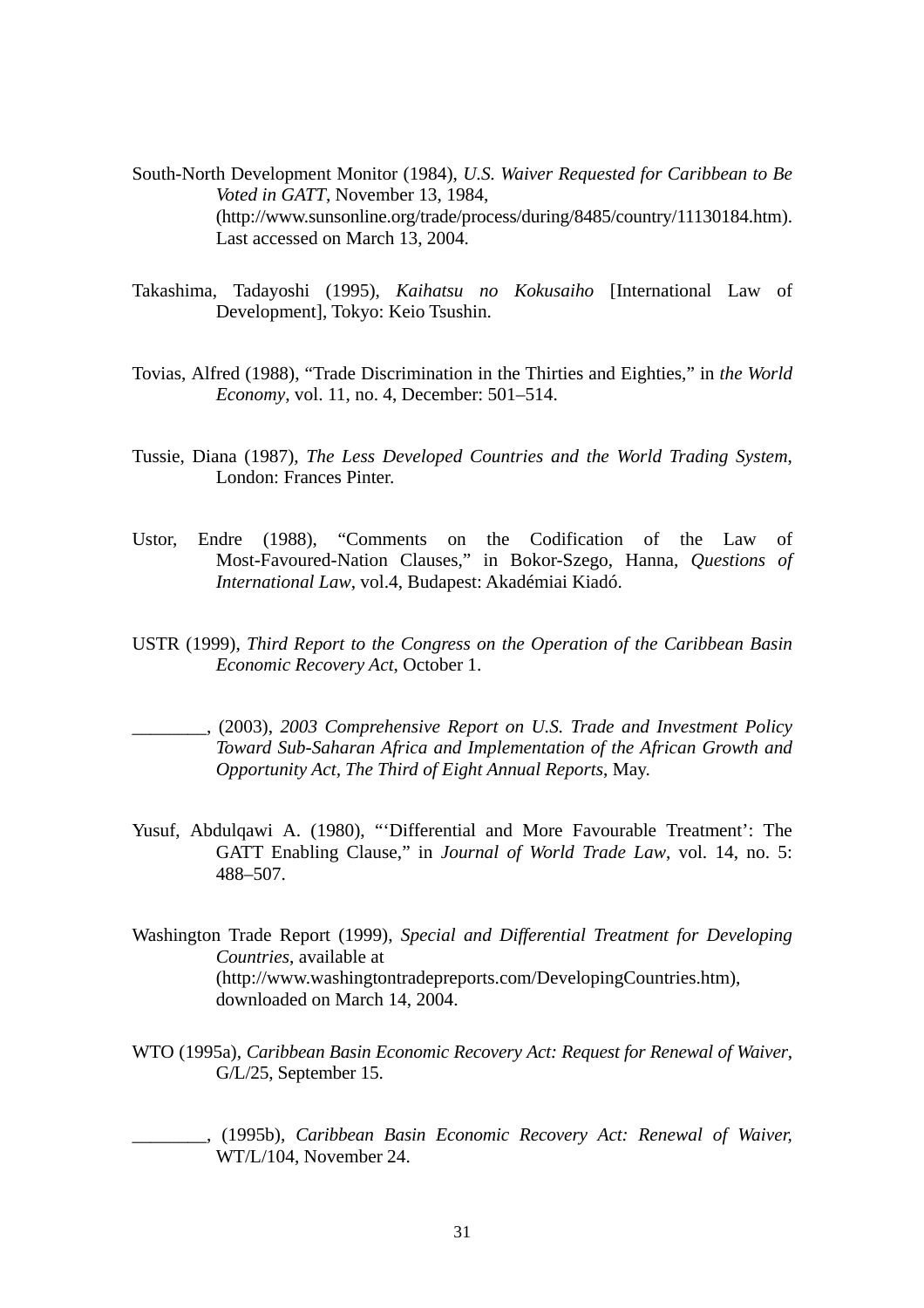South-North Development Monitor (1984), *U.S. Waiver Requested for Caribbean to Be Voted in GATT*, November 13, 1984, (http://www.sunsonline.org/trade/process/during/8485/country/11130184.htm). Last accessed on March 13, 2004.

Takashima, Tadayoshi (1995), *Kaihatsu no Kokusaiho* [International Law of Development], Tokyo: Keio Tsushin.

Tovias, Alfred (1988), "Trade Discrimination in the Thirties and Eighties," in *the World Economy*, vol. 11, no. 4, December: 501–514.

Tussie, Diana (1987), *The Less Developed Countries and the World Trading System*, London: Frances Pinter.

Ustor, Endre (1988), "Comments on the Codification of the Law of Most-Favoured-Nation Clauses," in Bokor-Szego, Hanna, *Questions of International Law*, vol.4, Budapest: Akadémiai Kiadó.

USTR (1999), *Third Report to the Congress on the Operation of the Caribbean Basin Economic Recovery Act*, October 1.

________, (2003), *2003 Comprehensive Report on U.S. Trade and Investment Policy Toward Sub-Saharan Africa and Implementation of the African Growth and Opportunity Act, The Third of Eight Annual Reports*, May.

Yusuf, Abdulqawi A. (1980), "'Differential and More Favourable Treatment': The GATT Enabling Clause," in *Journal of World Trade Law*, vol. 14, no. 5: 488–507.

Washington Trade Report (1999), *Special and Differential Treatment for Developing Countries*, available at (http://www.washingtontradepreports.com/DevelopingCountries.htm), downloaded on March 14, 2004.

WTO (1995a), *Caribbean Basin Economic Recovery Act: Request for Renewal of Waiver*, G/L/25, September 15.

________, (1995b), *Caribbean Basin Economic Recovery Act: Renewal of Waiver*, WT/L/104, November 24.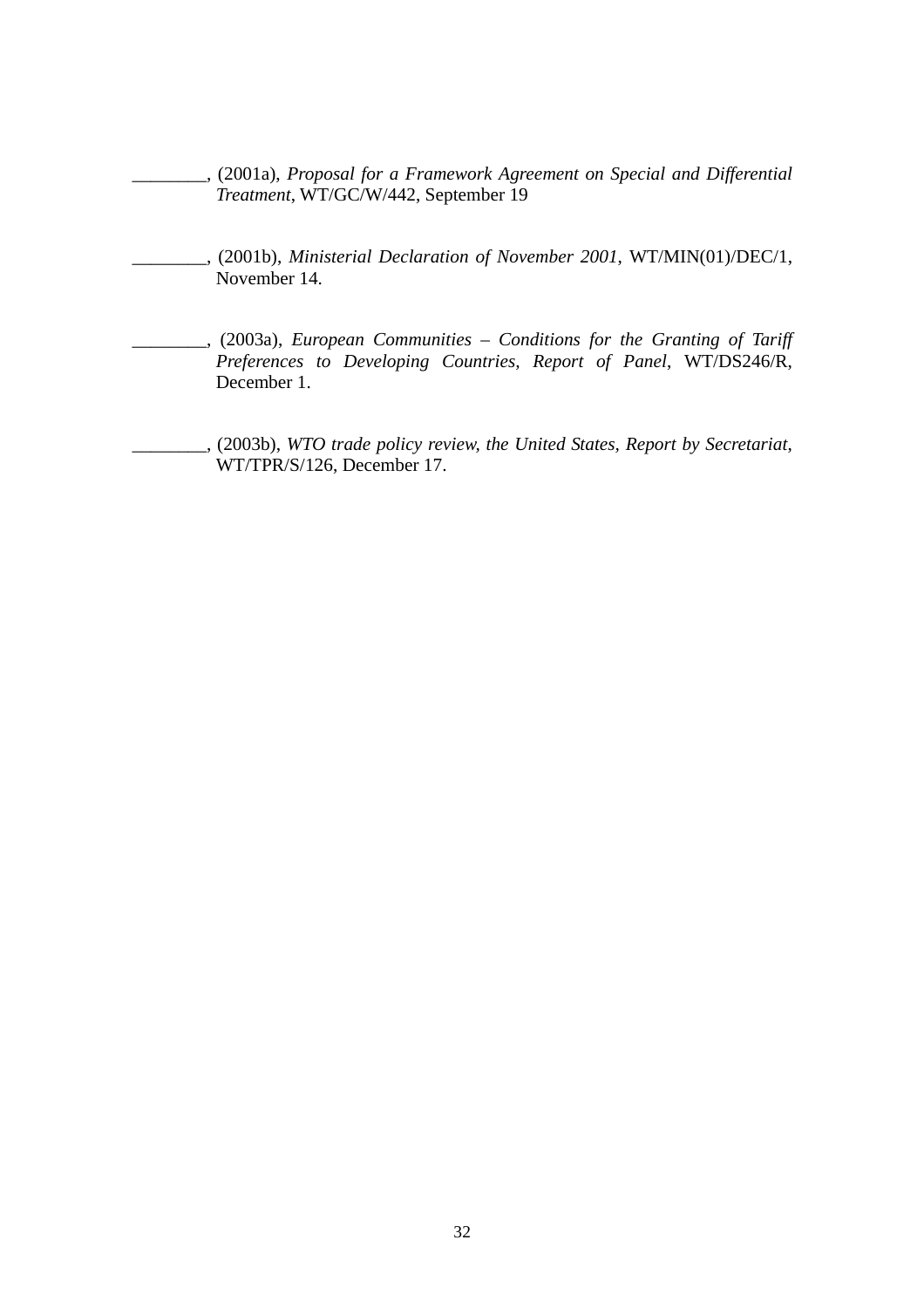________, (2001a), *Proposal for a Framework Agreement on Special and Differential Treatment,* WT/GC/W/442, September 19

________, (2001b), *Ministerial Declaration of November 2001*, WT/MIN(01)/DEC/1, November 14.

________, (2003a), *European Communities – Conditions for the Granting of Tariff Preferences to Developing Countries, Report of Panel*, WT/DS246/R, December 1.

________, (2003b), *WTO trade policy review, the United States, Report by Secretariat*, WT/TPR/S/126, December 17.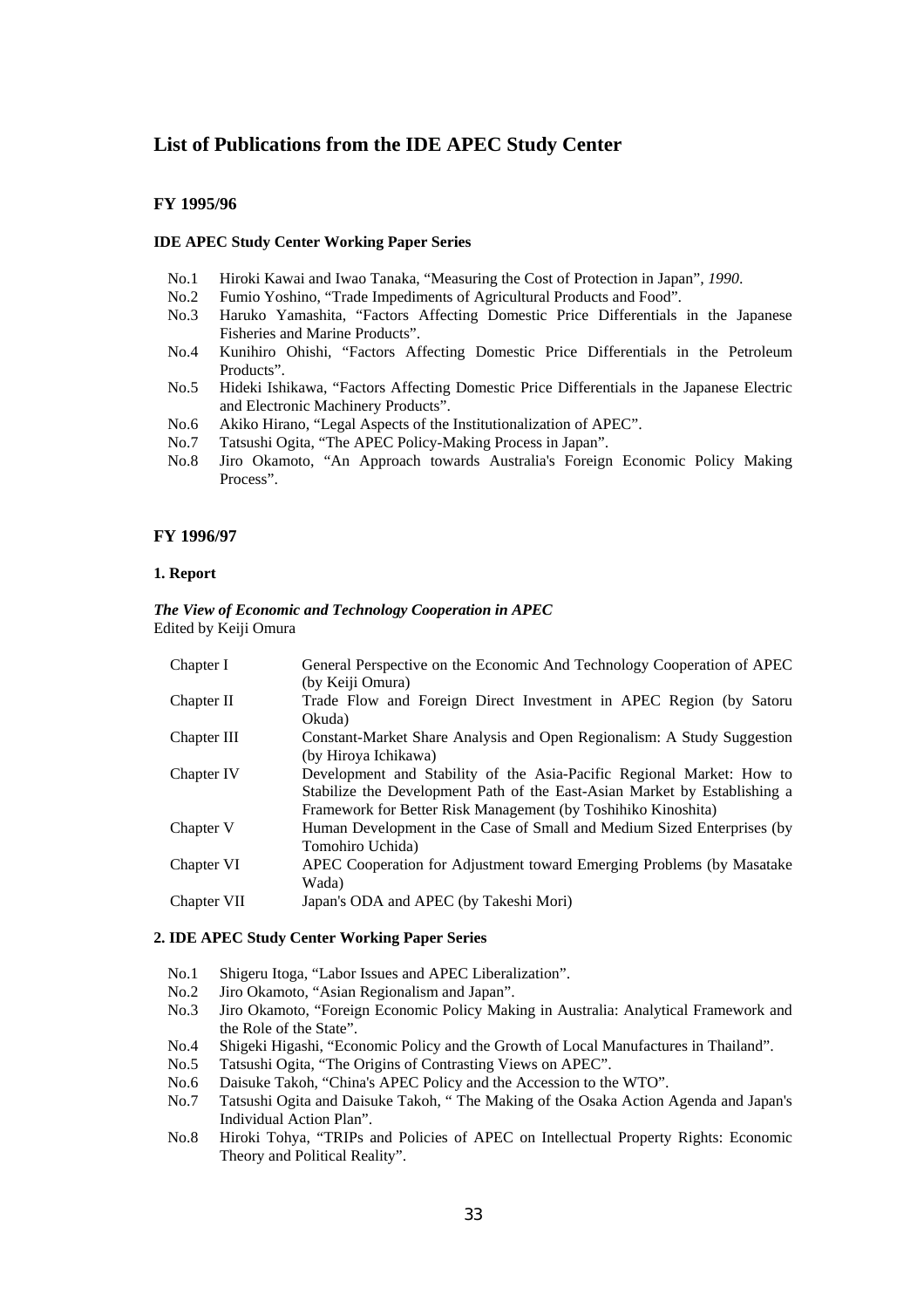# List of Publications from the IDE APEC Study Center

## FY 1995/96

### IDE APEC Study Center Working Paper Series

- No.1 Hiroki Kawai and Iwao Tanaka, "Measuring the Cost of Protection in Japan", *1990*.
- No.2 Fumio Yoshino, "Trade Impediments of Agricultural Products and Food".
- No.3 Haruko Yamashita, "Factors Affecting Domestic Price Differentials in the Japanese Fisheries and Marine Products".
- No.4 Kunihiro Ohishi, "Factors Affecting Domestic Price Differentials in the Petroleum Products".
- No.5 Hideki Ishikawa, "Factors Affecting Domestic Price Differentials in the Japanese Electric and Electronic Machinery Products".
- No.6 Akiko Hirano, "Legal Aspects of the Institutionalization of APEC".
- No.7 Tatsushi Ogita, "The APEC Policy-Making Process in Japan".
- No.8 Jiro Okamoto, "An Approach towards Australia's Foreign Economic Policy Making Process".

## FY 1996/97

### 1. Report

***The View of Economic and Technology Cooperation in APEC***
Edited by Keiji Omura

| | |
|---|---|
| Chapter I | General Perspective on the Economic And Technology Cooperation of APEC (by Keiji Omura) |
| Chapter II | Trade Flow and Foreign Direct Investment in APEC Region (by Satoru Okuda) |
| Chapter III | Constant-Market Share Analysis and Open Regionalism: A Study Suggestion (by Hiroya Ichikawa) |
| Chapter IV | Development and Stability of the Asia-Pacific Regional Market: How to Stabilize the Development Path of the East-Asian Market by Establishing a Framework for Better Risk Management (by Toshihiko Kinoshita) |
| Chapter V | Human Development in the Case of Small and Medium Sized Enterprises (by Tomohiro Uchida) |
| Chapter VI | APEC Cooperation for Adjustment toward Emerging Problems (by Masatake Wada) |
| Chapter VII | Japan's ODA and APEC (by Takeshi Mori) |

### 2. IDE APEC Study Center Working Paper Series

- No.1 Shigeru Itoga, "Labor Issues and APEC Liberalization".
- No.2 Jiro Okamoto, "Asian Regionalism and Japan".
- No.3 Jiro Okamoto, "Foreign Economic Policy Making in Australia: Analytical Framework and the Role of the State".
- No.4 Shigeki Higashi, "Economic Policy and the Growth of Local Manufactures in Thailand".
- No.5 Tatsushi Ogita, "The Origins of Contrasting Views on APEC".
- No.6 Daisuke Takoh, "China's APEC Policy and the Accession to the WTO".
- No.7 Tatsushi Ogita and Daisuke Takoh, " The Making of the Osaka Action Agenda and Japan's Individual Action Plan".
- No.8 Hiroki Tohya, "TRIPs and Policies of APEC on Intellectual Property Rights: Economic Theory and Political Reality".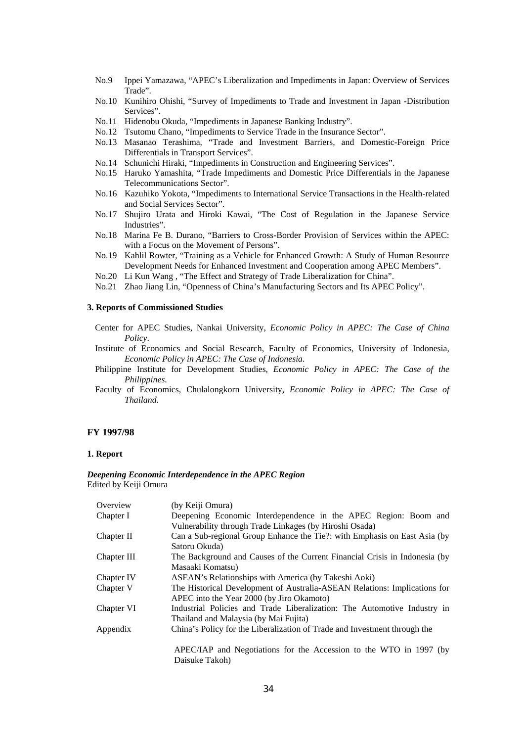No.9 Ippei Yamazawa, "APEC's Liberalization and Impediments in Japan: Overview of Services Trade".

No.10 Kunihiro Ohishi, "Survey of Impediments to Trade and Investment in Japan -Distribution Services".

No.11 Hidenobu Okuda, "Impediments in Japanese Banking Industry".

No.12 Tsutomu Chano, "Impediments to Service Trade in the Insurance Sector".

No.13 Masanao Terashima, "Trade and Investment Barriers, and Domestic-Foreign Price Differentials in Transport Services".

No.14 Schunichi Hiraki, "Impediments in Construction and Engineering Services".

No.15 Haruko Yamashita, "Trade Impediments and Domestic Price Differentials in the Japanese Telecommunications Sector".

No.16 Kazuhiko Yokota, "Impediments to International Service Transactions in the Health-related and Social Services Sector".

No.17 Shujiro Urata and Hiroki Kawai, "The Cost of Regulation in the Japanese Service Industries".

No.18 Marina Fe B. Durano, "Barriers to Cross-Border Provision of Services within the APEC: with a Focus on the Movement of Persons".

No.19 Kahlil Rowter, "Training as a Vehicle for Enhanced Growth: A Study of Human Resource Development Needs for Enhanced Investment and Cooperation among APEC Members".

No.20 Li Kun Wang , "The Effect and Strategy of Trade Liberalization for China".

No.21 Zhao Jiang Lin, "Openness of China's Manufacturing Sectors and Its APEC Policy".

### 3. Reports of Commissioned Studies

Center for APEC Studies, Nankai University, *Economic Policy in APEC: The Case of China Policy*.

Institute of Economics and Social Research, Faculty of Economics, University of Indonesia, *Economic Policy in APEC: The Case of Indonesia*.

Philippine Institute for Development Studies, *Economic Policy in APEC: The Case of the Philippines.*

Faculty of Economics, Chulalongkorn University, *Economic Policy in APEC: The Case of Thailand*.

## FY 1997/98

### 1. Report

***Deepening Economic Interdependence in the APEC Region***
Edited by Keiji Omura

| | |
|---|---|
| Overview | (by Keiji Omura) |
| Chapter I | Deepening Economic Interdependence in the APEC Region: Boom and Vulnerability through Trade Linkages (by Hiroshi Osada) |
| Chapter II | Can a Sub-regional Group Enhance the Tie?: with Emphasis on East Asia (by Satoru Okuda) |
| Chapter III | The Background and Causes of the Current Financial Crisis in Indonesia (by Masaaki Komatsu) |
| Chapter IV | ASEAN's Relationships with America (by Takeshi Aoki) |
| Chapter V | The Historical Development of Australia-ASEAN Relations: Implications for APEC into the Year 2000 (by Jiro Okamoto) |
| Chapter VI | Industrial Policies and Trade Liberalization: The Automotive Industry in Thailand and Malaysia (by Mai Fujita) |
| Appendix | China's Policy for the Liberalization of Trade and Investment through the APEC/IAP and Negotiations for the Accession to the WTO in 1997 (by Daisuke Takoh) |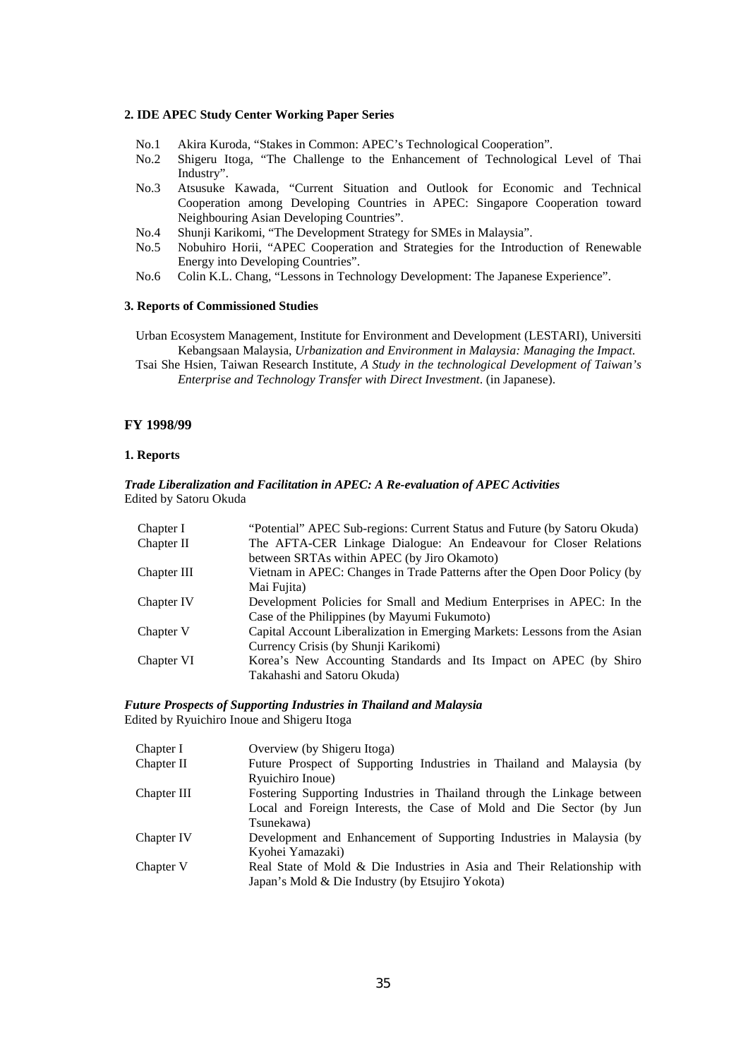**2. IDE APEC Study Center Working Paper Series**

- No.1 Akira Kuroda, "Stakes in Common: APEC's Technological Cooperation".
- No.2 Shigeru Itoga, "The Challenge to the Enhancement of Technological Level of Thai Industry".
- No.3 Atsusuke Kawada, "Current Situation and Outlook for Economic and Technical Cooperation among Developing Countries in APEC: Singapore Cooperation toward Neighbouring Asian Developing Countries".
- No.4 Shunji Karikomi, "The Development Strategy for SMEs in Malaysia".
- No.5 Nobuhiro Horii, "APEC Cooperation and Strategies for the Introduction of Renewable Energy into Developing Countries".
- No.6 Colin K.L. Chang, "Lessons in Technology Development: The Japanese Experience".

**3. Reports of Commissioned Studies**

Urban Ecosystem Management, Institute for Environment and Development (LESTARI), Universiti Kebangsaan Malaysia, *Urbanization and Environment in Malaysia: Managing the Impact*.

Tsai She Hsien, Taiwan Research Institute, *A Study in the technological Development of Taiwan's Enterprise and Technology Transfer with Direct Investment*. (in Japanese).

## FY 1998/99

**1. Reports**

***Trade Liberalization and Facilitation in APEC: A Re-evaluation of APEC Activities***
Edited by Satoru Okuda

| | |
|---|---|
| Chapter I | "Potential" APEC Sub-regions: Current Status and Future (by Satoru Okuda) |
| Chapter II | The AFTA-CER Linkage Dialogue: An Endeavour for Closer Relations between SRTAs within APEC (by Jiro Okamoto) |
| Chapter III | Vietnam in APEC: Changes in Trade Patterns after the Open Door Policy (by Mai Fujita) |
| Chapter IV | Development Policies for Small and Medium Enterprises in APEC: In the Case of the Philippines (by Mayumi Fukumoto) |
| Chapter V | Capital Account Liberalization in Emerging Markets: Lessons from the Asian Currency Crisis (by Shunji Karikomi) |
| Chapter VI | Korea's New Accounting Standards and Its Impact on APEC (by Shiro Takahashi and Satoru Okuda) |

***Future Prospects of Supporting Industries in Thailand and Malaysia***
Edited by Ryuichiro Inoue and Shigeru Itoga

| | |
|---|---|
| Chapter I | Overview (by Shigeru Itoga) |
| Chapter II | Future Prospect of Supporting Industries in Thailand and Malaysia (by Ryuichiro Inoue) |
| Chapter III | Fostering Supporting Industries in Thailand through the Linkage between Local and Foreign Interests, the Case of Mold and Die Sector (by Jun Tsunekawa) |
| Chapter IV | Development and Enhancement of Supporting Industries in Malaysia (by Kyohei Yamazaki) |
| Chapter V | Real State of Mold & Die Industries in Asia and Their Relationship with Japan's Mold & Die Industry (by Etsujiro Yokota) |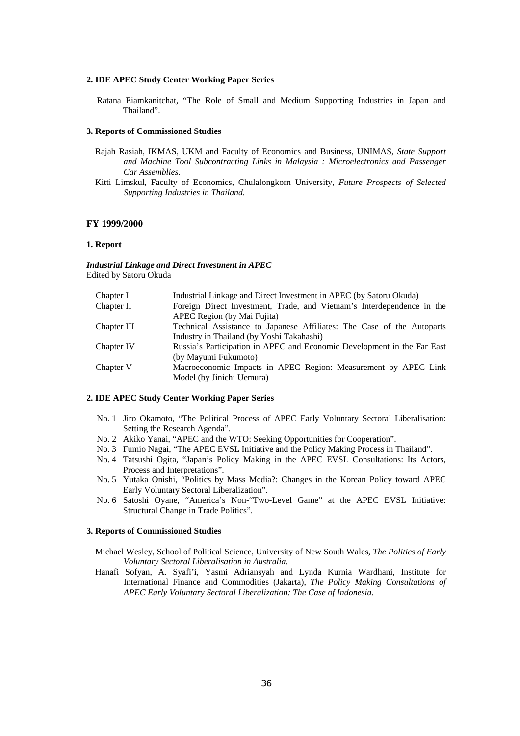**2. IDE APEC Study Center Working Paper Series**

Ratana Eiamkanitchat, "The Role of Small and Medium Supporting Industries in Japan and Thailand".

**3. Reports of Commissioned Studies**

Rajah Rasiah, IKMAS, UKM and Faculty of Economics and Business, UNIMAS, *State Support and Machine Tool Subcontracting Links in Malaysia : Microelectronics and Passenger Car Assemblies.*

Kitti Limskul, Faculty of Economics, Chulalongkorn University, *Future Prospects of Selected Supporting Industries in Thailand.*

## FY 1999/2000

**1. Report**

***Industrial Linkage and Direct Investment in APEC***
Edited by Satoru Okuda

| | |
|---|---|
| Chapter I | Industrial Linkage and Direct Investment in APEC (by Satoru Okuda) |
| Chapter II | Foreign Direct Investment, Trade, and Vietnam's Interdependence in the APEC Region (by Mai Fujita) |
| Chapter III | Technical Assistance to Japanese Affiliates: The Case of the Autoparts Industry in Thailand (by Yoshi Takahashi) |
| Chapter IV | Russia's Participation in APEC and Economic Development in the Far East (by Mayumi Fukumoto) |
| Chapter V | Macroeconomic Impacts in APEC Region: Measurement by APEC Link Model (by Jinichi Uemura) |

**2. IDE APEC Study Center Working Paper Series**

No. 1 Jiro Okamoto, "The Political Process of APEC Early Voluntary Sectoral Liberalisation: Setting the Research Agenda".
No. 2 Akiko Yanai, "APEC and the WTO: Seeking Opportunities for Cooperation".
No. 3 Fumio Nagai, "The APEC EVSL Initiative and the Policy Making Process in Thailand".
No. 4 Tatsushi Ogita, "Japan's Policy Making in the APEC EVSL Consultations: Its Actors, Process and Interpretations".
No. 5 Yutaka Onishi, "Politics by Mass Media?: Changes in the Korean Policy toward APEC Early Voluntary Sectoral Liberalization".
No. 6 Satoshi Oyane, "America's Non-"Two-Level Game" at the APEC EVSL Initiative: Structural Change in Trade Politics".

**3. Reports of Commissioned Studies**

Michael Wesley, School of Political Science, University of New South Wales, *The Politics of Early Voluntary Sectoral Liberalisation in Australia*.

Hanafi Sofyan, A. Syafi'i, Yasmi Adriansyah and Lynda Kurnia Wardhani, Institute for International Finance and Commodities (Jakarta), *The Policy Making Consultations of APEC Early Voluntary Sectoral Liberalization: The Case of Indonesia*.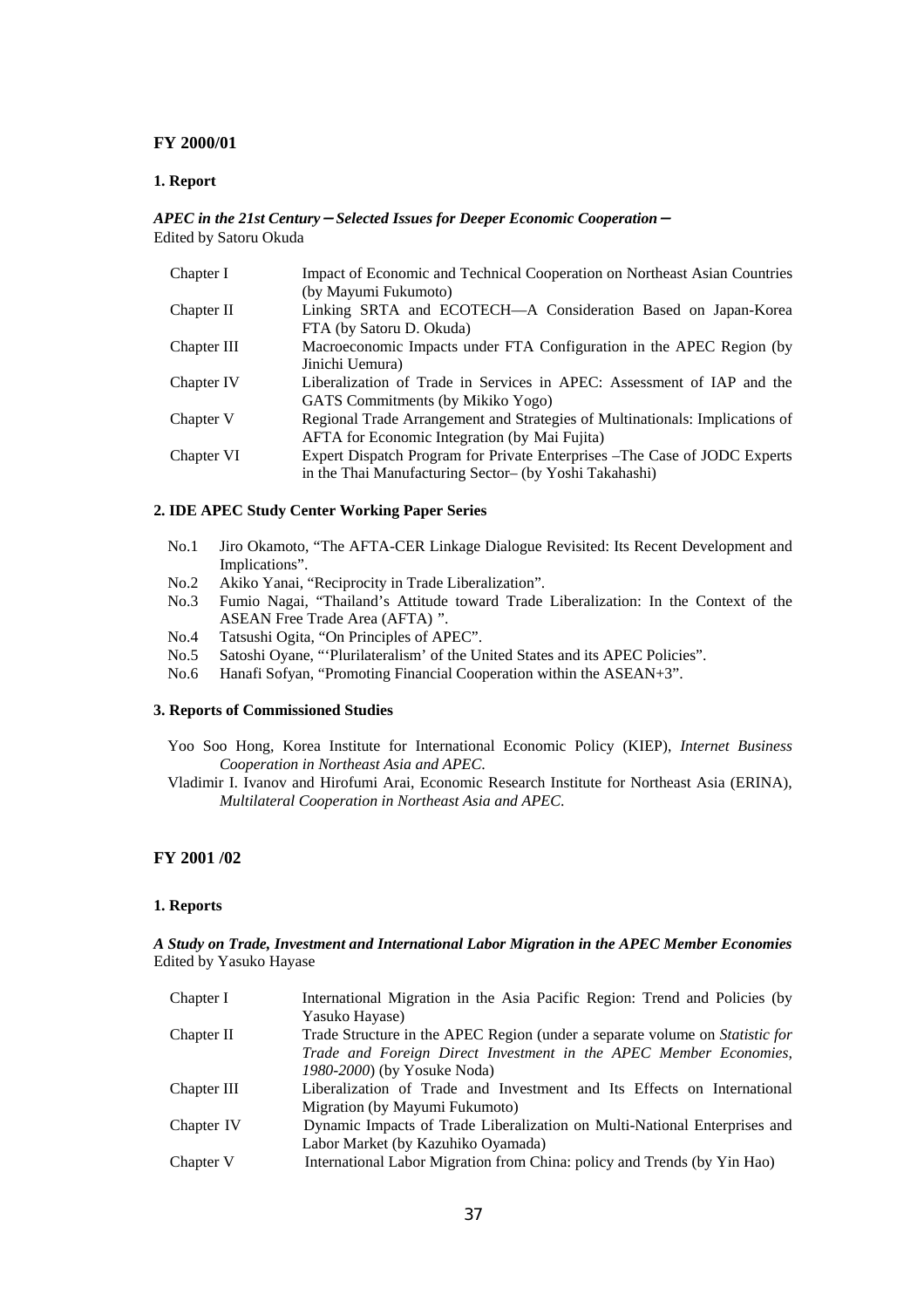## FY 2000/01

### 1. Report

***APEC in the 21st Century*—*Selected Issues for Deeper Economic Cooperation*—**
Edited by Satoru Okuda

| | |
|---|---|
| Chapter I | Impact of Economic and Technical Cooperation on Northeast Asian Countries (by Mayumi Fukumoto) |
| Chapter II | Linking SRTA and ECOTECH—A Consideration Based on Japan-Korea FTA (by Satoru D. Okuda) |
| Chapter III | Macroeconomic Impacts under FTA Configuration in the APEC Region (by Jinichi Uemura) |
| Chapter IV | Liberalization of Trade in Services in APEC: Assessment of IAP and the GATS Commitments (by Mikiko Yogo) |
| Chapter V | Regional Trade Arrangement and Strategies of Multinationals: Implications of AFTA for Economic Integration (by Mai Fujita) |
| Chapter VI | Expert Dispatch Program for Private Enterprises –The Case of JODC Experts in the Thai Manufacturing Sector– (by Yoshi Takahashi) |

### 2. IDE APEC Study Center Working Paper Series

- No.1 Jiro Okamoto, "The AFTA-CER Linkage Dialogue Revisited: Its Recent Development and Implications".
- No.2 Akiko Yanai, "Reciprocity in Trade Liberalization".
- No.3 Fumio Nagai, "Thailand's Attitude toward Trade Liberalization: In the Context of the ASEAN Free Trade Area (AFTA) ".
- No.4 Tatsushi Ogita, "On Principles of APEC".
- No.5 Satoshi Oyane, "'Plurilateralism' of the United States and its APEC Policies".
- No.6 Hanafi Sofyan, "Promoting Financial Cooperation within the ASEAN+3".

### 3. Reports of Commissioned Studies

Yoo Soo Hong, Korea Institute for International Economic Policy (KIEP), *Internet Business Cooperation in Northeast Asia and APEC*.

Vladimir I. Ivanov and Hirofumi Arai, Economic Research Institute for Northeast Asia (ERINA), *Multilateral Cooperation in Northeast Asia and APEC*.

## FY 2001 /02

### 1. Reports

***A Study on Trade, Investment and International Labor Migration in the APEC Member Economies***
Edited by Yasuko Hayase

| | |
|---|---|
| Chapter I | International Migration in the Asia Pacific Region: Trend and Policies (by Yasuko Hayase) |
| Chapter II | Trade Structure in the APEC Region (under a separate volume on *Statistic for Trade and Foreign Direct Investment in the APEC Member Economies, 1980-2000*) (by Yosuke Noda) |
| Chapter III | Liberalization of Trade and Investment and Its Effects on International Migration (by Mayumi Fukumoto) |
| Chapter IV | Dynamic Impacts of Trade Liberalization on Multi-National Enterprises and Labor Market (by Kazuhiko Oyamada) |
| Chapter V | International Labor Migration from China: policy and Trends (by Yin Hao) |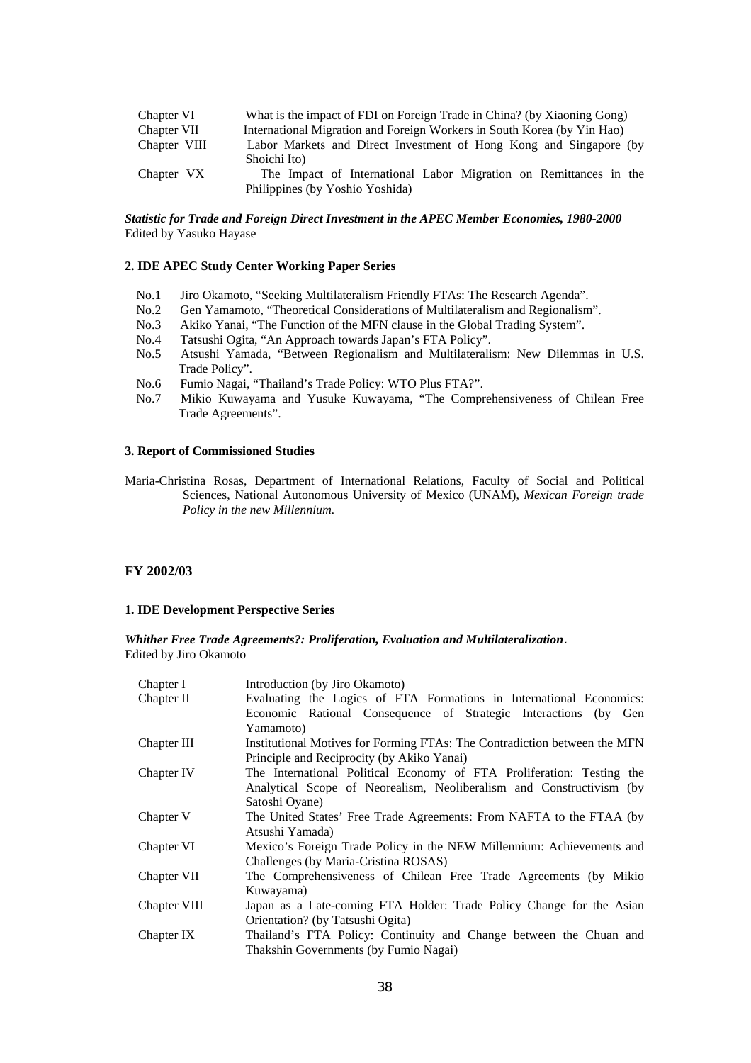| | |
|---|---|
| Chapter VI | What is the impact of FDI on Foreign Trade in China? (by Xiaoning Gong) |
| Chapter VII | International Migration and Foreign Workers in South Korea (by Yin Hao) |
| Chapter VIII | Labor Markets and Direct Investment of Hong Kong and Singapore (by Shoichi Ito) |
| Chapter VX | The Impact of International Labor Migration on Remittances in the Philippines (by Yoshio Yoshida) |

***Statistic for Trade and Foreign Direct Investment in the APEC Member Economies, 1980-2000***
Edited by Yasuko Hayase

**2. IDE APEC Study Center Working Paper Series**

- No.1 Jiro Okamoto, "Seeking Multilateralism Friendly FTAs: The Research Agenda".
- No.2 Gen Yamamoto, "Theoretical Considerations of Multilateralism and Regionalism".
- No.3 Akiko Yanai, "The Function of the MFN clause in the Global Trading System".
- No.4 Tatsushi Ogita, "An Approach towards Japan's FTA Policy".
- No.5 Atsushi Yamada, "Between Regionalism and Multilateralism: New Dilemmas in U.S. Trade Policy".
- No.6 Fumio Nagai, "Thailand's Trade Policy: WTO Plus FTA?".
- No.7 Mikio Kuwayama and Yusuke Kuwayama, "The Comprehensiveness of Chilean Free Trade Agreements".

**3. Report of Commissioned Studies**

Maria-Christina Rosas, Department of International Relations, Faculty of Social and Political Sciences, National Autonomous University of Mexico (UNAM), *Mexican Foreign trade Policy in the new Millennium.*

**FY 2002/03**

**1. IDE Development Perspective Series**

***Whither Free Trade Agreements?: Proliferation, Evaluation and Multilateralization***.
Edited by Jiro Okamoto

| | |
|---|---|
| Chapter I | Introduction (by Jiro Okamoto) |
| Chapter II | Evaluating the Logics of FTA Formations in International Economics: Economic Rational Consequence of Strategic Interactions (by Gen Yamamoto) |
| Chapter III | Institutional Motives for Forming FTAs: The Contradiction between the MFN Principle and Reciprocity (by Akiko Yanai) |
| Chapter IV | The International Political Economy of FTA Proliferation: Testing the Analytical Scope of Neorealism, Neoliberalism and Constructivism (by Satoshi Oyane) |
| Chapter V | The United States' Free Trade Agreements: From NAFTA to the FTAA (by Atsushi Yamada) |
| Chapter VI | Mexico's Foreign Trade Policy in the NEW Millennium: Achievements and Challenges (by Maria-Cristina ROSAS) |
| Chapter VII | The Comprehensiveness of Chilean Free Trade Agreements (by Mikio Kuwayama) |
| Chapter VIII | Japan as a Late-coming FTA Holder: Trade Policy Change for the Asian Orientation? (by Tatsushi Ogita) |
| Chapter IX | Thailand's FTA Policy: Continuity and Change between the Chuan and Thakshin Governments (by Fumio Nagai) |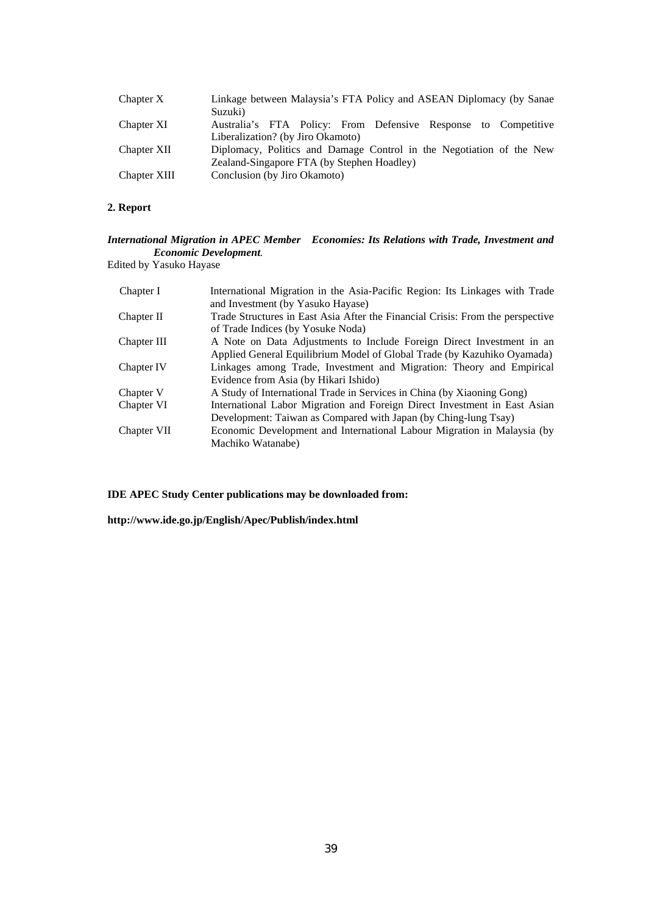| | |
|---|---|
| Chapter X | Linkage between Malaysia's FTA Policy and ASEAN Diplomacy (by Sanae Suzuki) |
| Chapter XI | Australia's FTA Policy: From Defensive Response to Competitive Liberalization? (by Jiro Okamoto) |
| Chapter XII | Diplomacy, Politics and Damage Control in the Negotiation of the New Zealand-Singapore FTA (by Stephen Hoadley) |
| Chapter XIII | Conclusion (by Jiro Okamoto) |

**2. Report**

***International Migration in APEC Member Economies: Its Relations with Trade, Investment and Economic Development.***
Edited by Yasuko Hayase

| | |
|---|---|
| Chapter I | International Migration in the Asia-Pacific Region: Its Linkages with Trade and Investment (by Yasuko Hayase) |
| Chapter II | Trade Structures in East Asia After the Financial Crisis: From the perspective of Trade Indices (by Yosuke Noda) |
| Chapter III | A Note on Data Adjustments to Include Foreign Direct Investment in an Applied General Equilibrium Model of Global Trade (by Kazuhiko Oyamada) |
| Chapter IV | Linkages among Trade, Investment and Migration: Theory and Empirical Evidence from Asia (by Hikari Ishido) |
| Chapter V | A Study of International Trade in Services in China (by Xiaoning Gong) |
| Chapter VI | International Labor Migration and Foreign Direct Investment in East Asian Development: Taiwan as Compared with Japan (by Ching-lung Tsay) |
| Chapter VII | Economic Development and International Labour Migration in Malaysia (by Machiko Watanabe) |

**IDE APEC Study Center publications may be downloaded from:**

**http://www.ide.go.jp/English/Apec/Publish/index.html**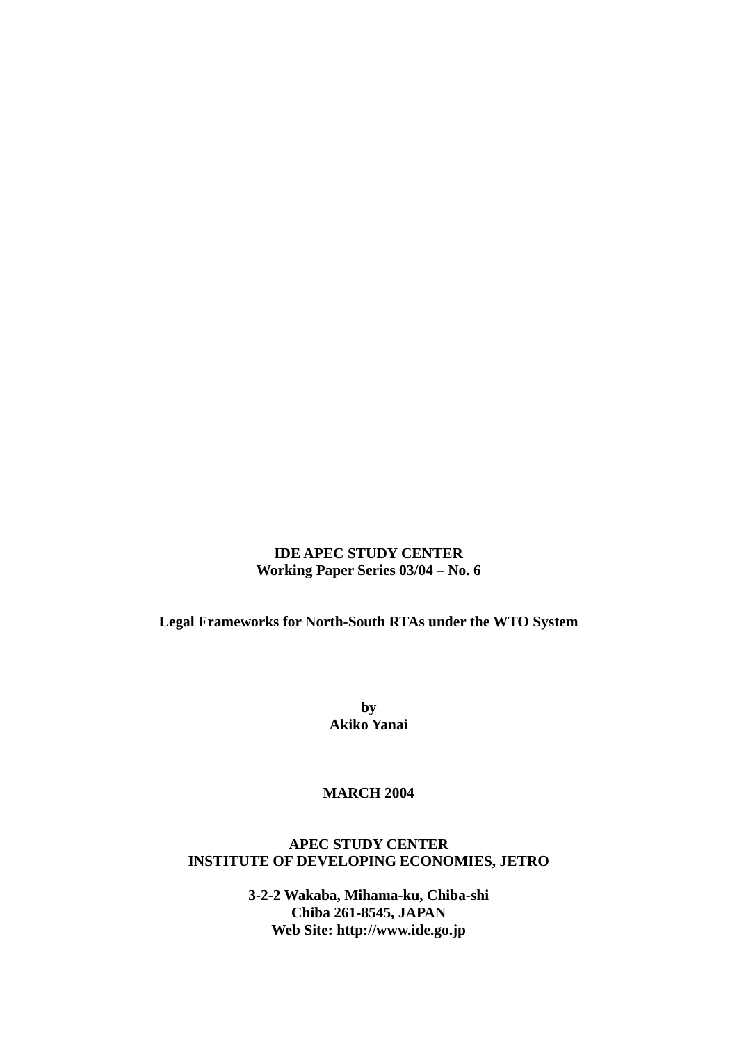**IDE APEC STUDY CENTER**
**Working Paper Series 03/04 – No. 6**

**Legal Frameworks for North-South RTAs under the WTO System**

**by**
**Akiko Yanai**

**MARCH 2004**

**APEC STUDY CENTER**
**INSTITUTE OF DEVELOPING ECONOMIES, JETRO**

**3-2-2 Wakaba, Mihama-ku, Chiba-shi**
**Chiba 261-8545, JAPAN**
**Web Site: http://www.ide.go.jp**